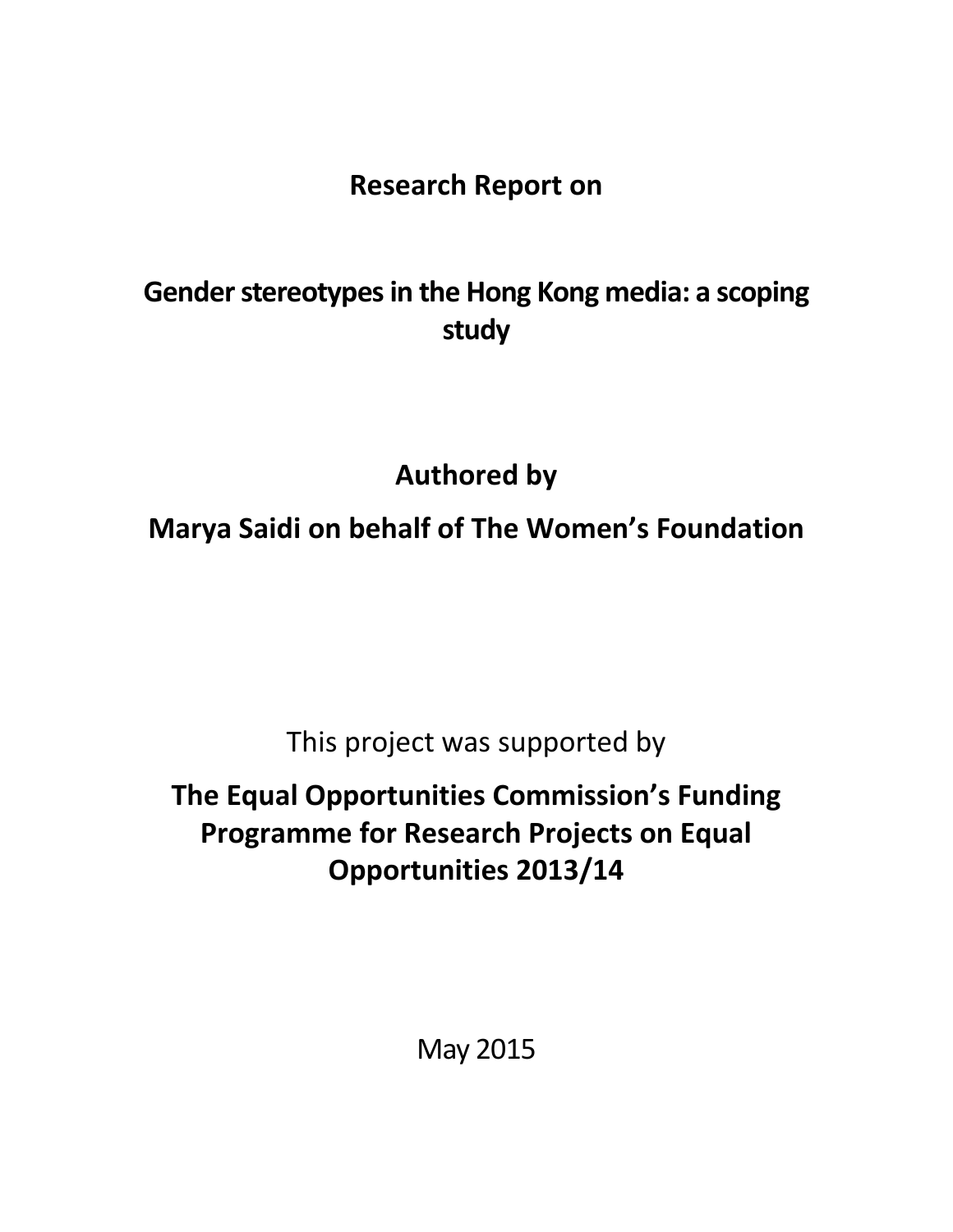**Research Report on**

# Gender stereotypes in the Hong Kong media: a scoping study

**Authored by**

**Marya Saidi on behalf of The Women's Foundation**

This project was supported by

**The Equal Opportunities Commission's Funding Programme for Research Projects on Equal Opportunities 2013/14**

May 2015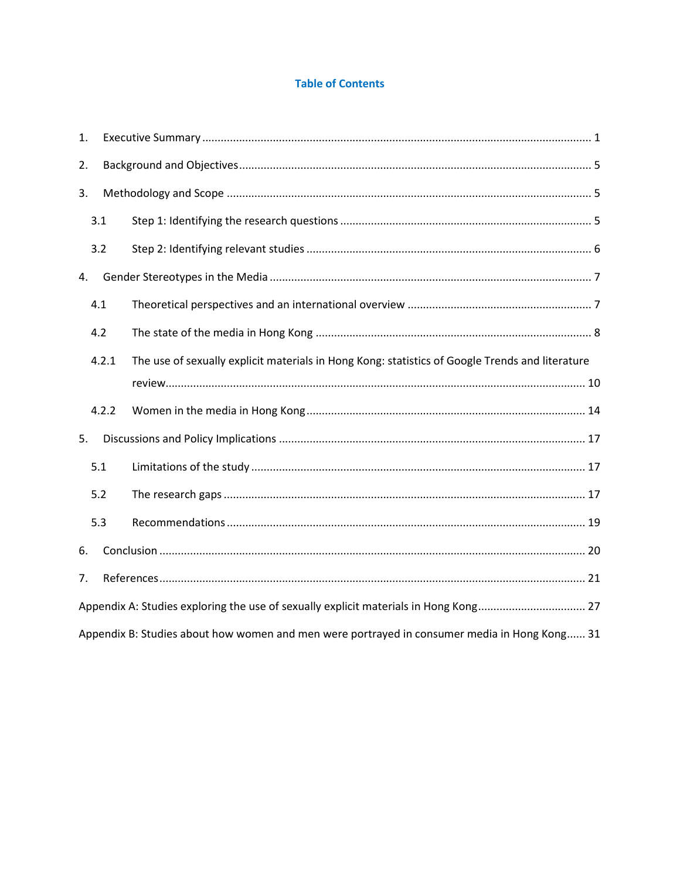## Table of Contents

1. Executive Summary ..... 1
2. Background and Objectives ..... 5
3. Methodology and Scope ..... 5
   - 3.1 Step 1: Identifying the research questions ..... 5
   - 3.2 Step 2: Identifying relevant studies ..... 6
4. Gender Stereotypes in the Media ..... 7
   - 4.1 Theoretical perspectives and an international overview ..... 7
   - 4.2 The state of the media in Hong Kong ..... 8
   - 4.2.1 The use of sexually explicit materials in Hong Kong: statistics of Google Trends and literature review ..... 10
   - 4.2.2 Women in the media in Hong Kong ..... 14
5. Discussions and Policy Implications ..... 17
   - 5.1 Limitations of the study ..... 17
   - 5.2 The research gaps ..... 17
   - 5.3 Recommendations ..... 19
6. Conclusion ..... 20
7. References ..... 21

Appendix A: Studies exploring the use of sexually explicit materials in Hong Kong ..... 27

Appendix B: Studies about how women and men were portrayed in consumer media in Hong Kong ..... 31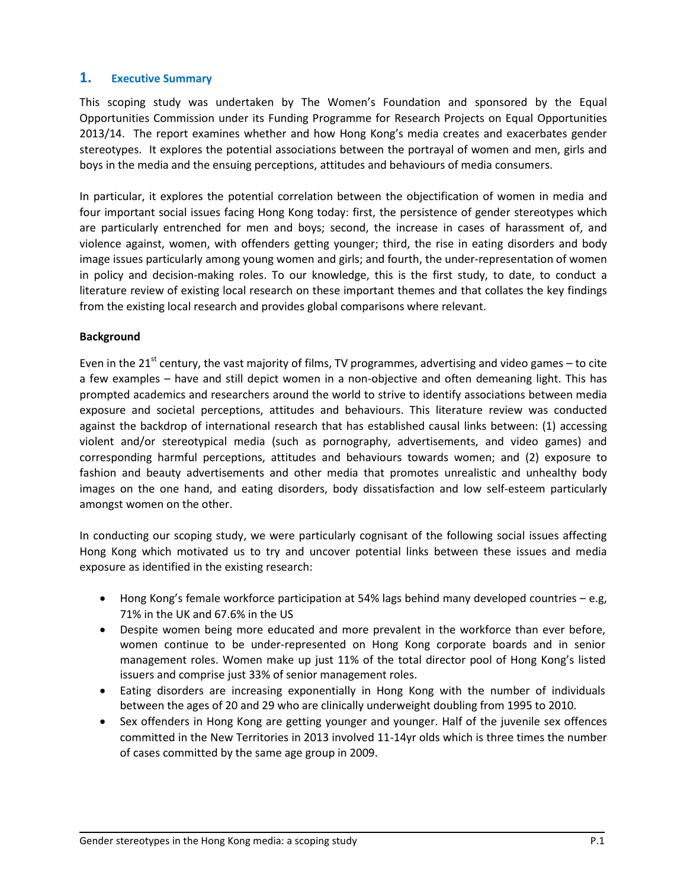## 1. Executive Summary

This scoping study was undertaken by The Women's Foundation and sponsored by the Equal Opportunities Commission under its Funding Programme for Research Projects on Equal Opportunities 2013/14. The report examines whether and how Hong Kong's media creates and exacerbates gender stereotypes. It explores the potential associations between the portrayal of women and men, girls and boys in the media and the ensuing perceptions, attitudes and behaviours of media consumers.

In particular, it explores the potential correlation between the objectification of women in media and four important social issues facing Hong Kong today: first, the persistence of gender stereotypes which are particularly entrenched for men and boys; second, the increase in cases of harassment of, and violence against, women, with offenders getting younger; third, the rise in eating disorders and body image issues particularly among young women and girls; and fourth, the under-representation of women in policy and decision-making roles. To our knowledge, this is the first study, to date, to conduct a literature review of existing local research on these important themes and that collates the key findings from the existing local research and provides global comparisons where relevant.

**Background**

Even in the 21st century, the vast majority of films, TV programmes, advertising and video games – to cite a few examples – have and still depict women in a non-objective and often demeaning light. This has prompted academics and researchers around the world to strive to identify associations between media exposure and societal perceptions, attitudes and behaviours. This literature review was conducted against the backdrop of international research that has established causal links between: (1) accessing violent and/or stereotypical media (such as pornography, advertisements, and video games) and corresponding harmful perceptions, attitudes and behaviours towards women; and (2) exposure to fashion and beauty advertisements and other media that promotes unrealistic and unhealthy body images on the one hand, and eating disorders, body dissatisfaction and low self-esteem particularly amongst women on the other.

In conducting our scoping study, we were particularly cognisant of the following social issues affecting Hong Kong which motivated us to try and uncover potential links between these issues and media exposure as identified in the existing research:

- Hong Kong's female workforce participation at 54% lags behind many developed countries – e.g, 71% in the UK and 67.6% in the US
- Despite women being more educated and more prevalent in the workforce than ever before, women continue to be under-represented on Hong Kong corporate boards and in senior management roles. Women make up just 11% of the total director pool of Hong Kong's listed issuers and comprise just 33% of senior management roles.
- Eating disorders are increasing exponentially in Hong Kong with the number of individuals between the ages of 20 and 29 who are clinically underweight doubling from 1995 to 2010.
- Sex offenders in Hong Kong are getting younger and younger. Half of the juvenile sex offences committed in the New Territories in 2013 involved 11-14yr olds which is three times the number of cases committed by the same age group in 2009.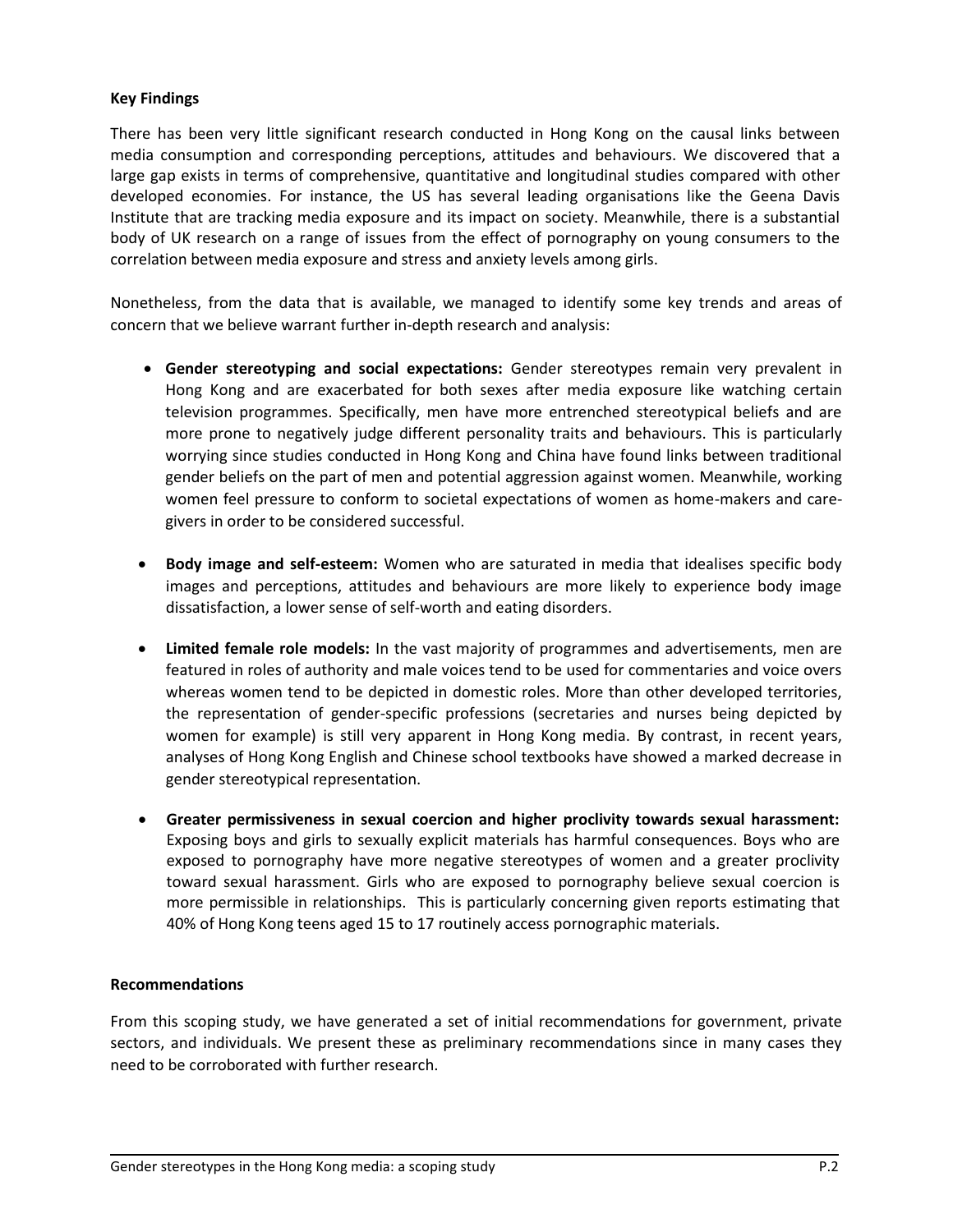**Key Findings**

There has been very little significant research conducted in Hong Kong on the causal links between media consumption and corresponding perceptions, attitudes and behaviours. We discovered that a large gap exists in terms of comprehensive, quantitative and longitudinal studies compared with other developed economies. For instance, the US has several leading organisations like the Geena Davis Institute that are tracking media exposure and its impact on society. Meanwhile, there is a substantial body of UK research on a range of issues from the effect of pornography on young consumers to the correlation between media exposure and stress and anxiety levels among girls.

Nonetheless, from the data that is available, we managed to identify some key trends and areas of concern that we believe warrant further in-depth research and analysis:

- **Gender stereotyping and social expectations:** Gender stereotypes remain very prevalent in Hong Kong and are exacerbated for both sexes after media exposure like watching certain television programmes. Specifically, men have more entrenched stereotypical beliefs and are more prone to negatively judge different personality traits and behaviours. This is particularly worrying since studies conducted in Hong Kong and China have found links between traditional gender beliefs on the part of men and potential aggression against women. Meanwhile, working women feel pressure to conform to societal expectations of women as home-makers and care-givers in order to be considered successful.

- **Body image and self-esteem:** Women who are saturated in media that idealises specific body images and perceptions, attitudes and behaviours are more likely to experience body image dissatisfaction, a lower sense of self-worth and eating disorders.

- **Limited female role models:** In the vast majority of programmes and advertisements, men are featured in roles of authority and male voices tend to be used for commentaries and voice overs whereas women tend to be depicted in domestic roles. More than other developed territories, the representation of gender-specific professions (secretaries and nurses being depicted by women for example) is still very apparent in Hong Kong media. By contrast, in recent years, analyses of Hong Kong English and Chinese school textbooks have showed a marked decrease in gender stereotypical representation.

- **Greater permissiveness in sexual coercion and higher proclivity towards sexual harassment:** Exposing boys and girls to sexually explicit materials has harmful consequences. Boys who are exposed to pornography have more negative stereotypes of women and a greater proclivity toward sexual harassment. Girls who are exposed to pornography believe sexual coercion is more permissible in relationships. This is particularly concerning given reports estimating that 40% of Hong Kong teens aged 15 to 17 routinely access pornographic materials.

**Recommendations**

From this scoping study, we have generated a set of initial recommendations for government, private sectors, and individuals. We present these as preliminary recommendations since in many cases they need to be corroborated with further research.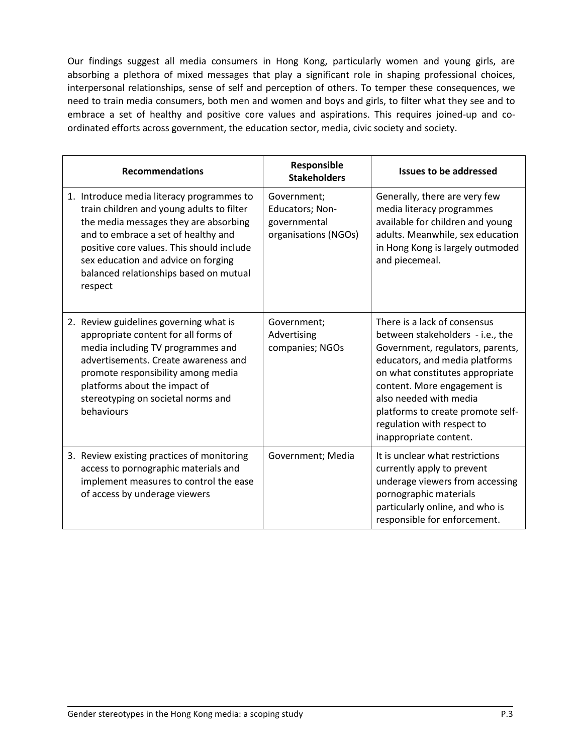Our findings suggest all media consumers in Hong Kong, particularly women and young girls, are absorbing a plethora of mixed messages that play a significant role in shaping professional choices, interpersonal relationships, sense of self and perception of others. To temper these consequences, we need to train media consumers, both men and women and boys and girls, to filter what they see and to embrace a set of healthy and positive core values and aspirations. This requires joined-up and co-ordinated efforts across government, the education sector, media, civic society and society.

| Recommendations | Responsible Stakeholders | Issues to be addressed |
|---|---|---|
| 1. Introduce media literacy programmes to train children and young adults to filter the media messages they are absorbing and to embrace a set of healthy and positive core values. This should include sex education and advice on forging balanced relationships based on mutual respect | Government; Educators; Non-governmental organisations (NGOs) | Generally, there are very few media literacy programmes available for children and young adults. Meanwhile, sex education in Hong Kong is largely outmoded and piecemeal. |
| 2. Review guidelines governing what is appropriate content for all forms of media including TV programmes and advertisements. Create awareness and promote responsibility among media platforms about the impact of stereotyping on societal norms and behaviours | Government; Advertising companies; NGOs | There is a lack of consensus between stakeholders - i.e., the Government, regulators, parents, educators, and media platforms on what constitutes appropriate content. More engagement is also needed with media platforms to create promote self-regulation with respect to inappropriate content. |
| 3. Review existing practices of monitoring access to pornographic materials and implement measures to control the ease of access by underage viewers | Government; Media | It is unclear what restrictions currently apply to prevent underage viewers from accessing pornographic materials particularly online, and who is responsible for enforcement. |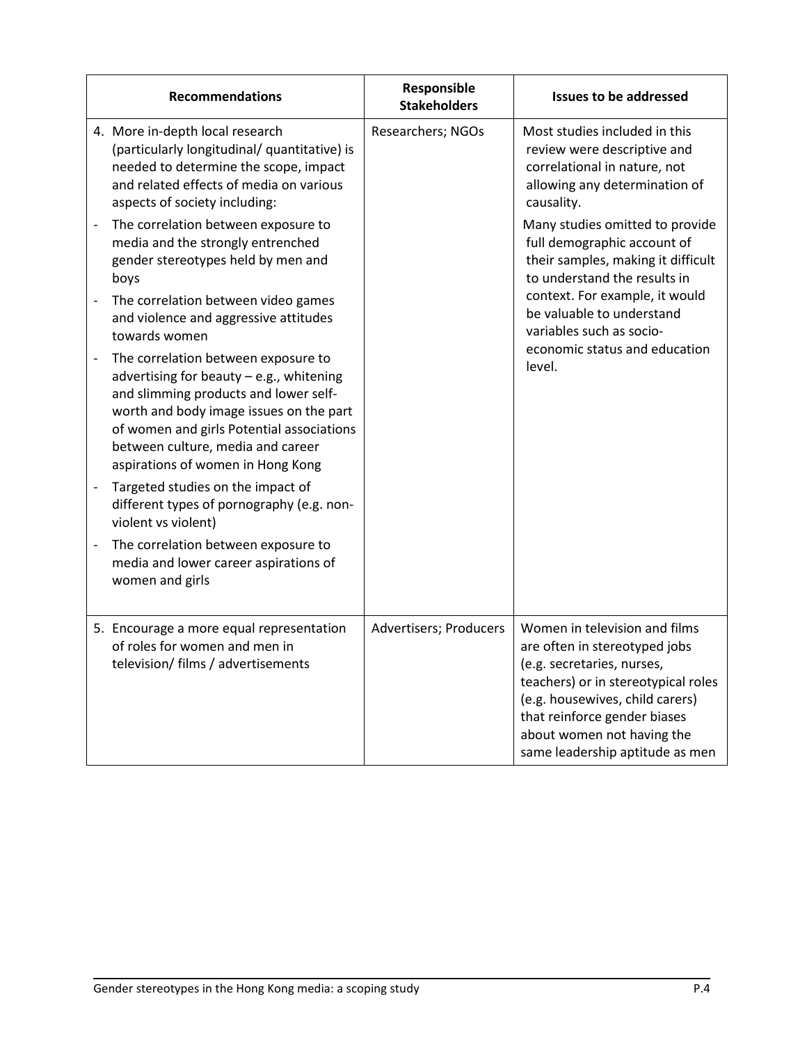| Recommendations | Responsible Stakeholders | Issues to be addressed |
|---|---|---|
| 4. More in-depth local research (particularly longitudinal/ quantitative) is needed to determine the scope, impact and related effects of media on various aspects of society including:<br>- The correlation between exposure to media and the strongly entrenched gender stereotypes held by men and boys<br>- The correlation between video games and violence and aggressive attitudes towards women<br>- The correlation between exposure to advertising for beauty – e.g., whitening and slimming products and lower self-worth and body image issues on the part of women and girls Potential associations between culture, media and career aspirations of women in Hong Kong<br>- Targeted studies on the impact of different types of pornography (e.g. non-violent vs violent)<br>- The correlation between exposure to media and lower career aspirations of women and girls | Researchers; NGOs | Most studies included in this review were descriptive and correlational in nature, not allowing any determination of causality.<br>Many studies omitted to provide full demographic account of their samples, making it difficult to understand the results in context. For example, it would be valuable to understand variables such as socio-economic status and education level. |
| 5. Encourage a more equal representation of roles for women and men in television/ films / advertisements | Advertisers; Producers | Women in television and films are often in stereotyped jobs (e.g. secretaries, nurses, teachers) or in stereotypical roles (e.g. housewives, child carers) that reinforce gender biases about women not having the same leadership aptitude as men |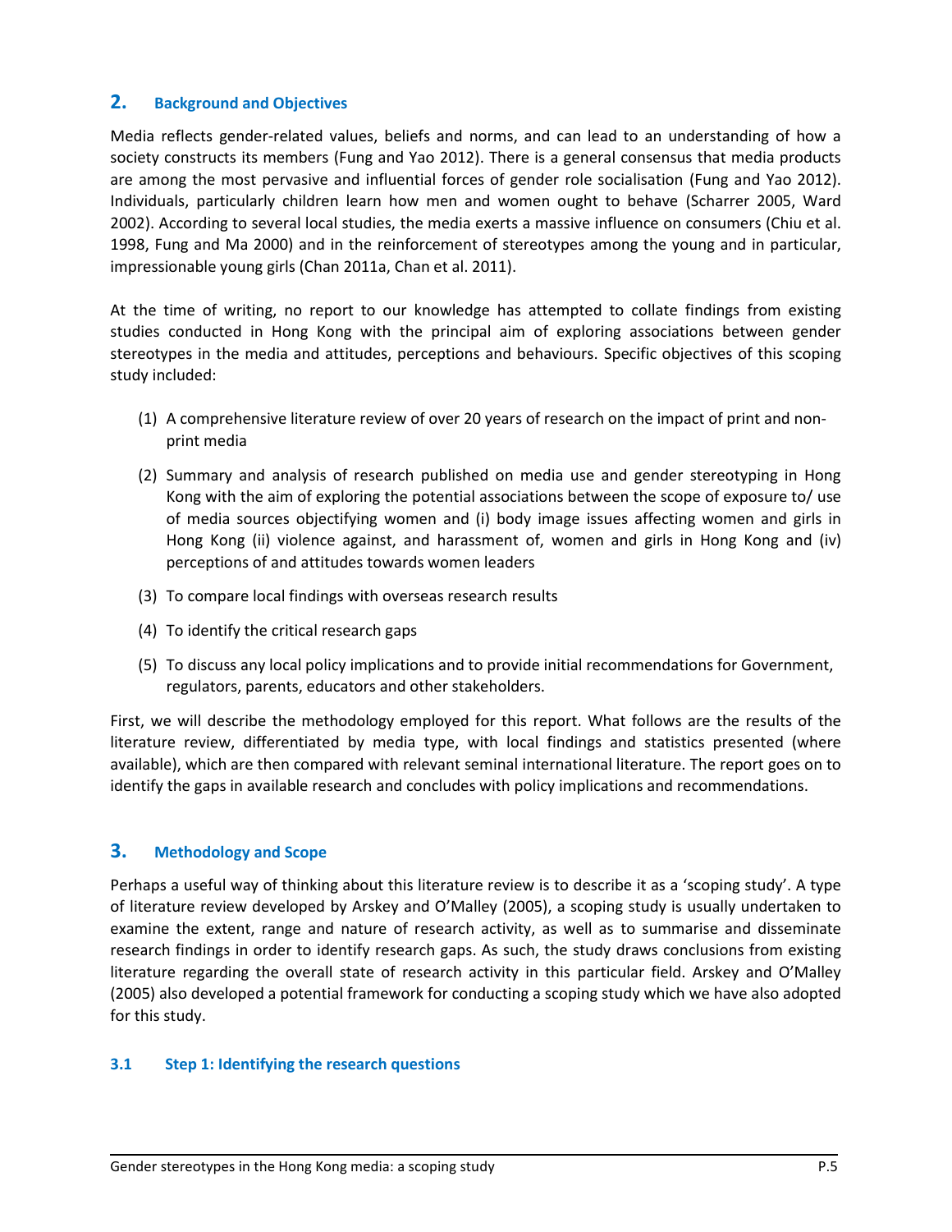## 2. Background and Objectives

Media reflects gender-related values, beliefs and norms, and can lead to an understanding of how a society constructs its members (Fung and Yao 2012). There is a general consensus that media products are among the most pervasive and influential forces of gender role socialisation (Fung and Yao 2012). Individuals, particularly children learn how men and women ought to behave (Scharrer 2005, Ward 2002). According to several local studies, the media exerts a massive influence on consumers (Chiu et al. 1998, Fung and Ma 2000) and in the reinforcement of stereotypes among the young and in particular, impressionable young girls (Chan 2011a, Chan et al. 2011).

At the time of writing, no report to our knowledge has attempted to collate findings from existing studies conducted in Hong Kong with the principal aim of exploring associations between gender stereotypes in the media and attitudes, perceptions and behaviours. Specific objectives of this scoping study included:

(1) A comprehensive literature review of over 20 years of research on the impact of print and non-print media

(2) Summary and analysis of research published on media use and gender stereotyping in Hong Kong with the aim of exploring the potential associations between the scope of exposure to/ use of media sources objectifying women and (i) body image issues affecting women and girls in Hong Kong (ii) violence against, and harassment of, women and girls in Hong Kong and (iv) perceptions of and attitudes towards women leaders

(3) To compare local findings with overseas research results

(4) To identify the critical research gaps

(5) To discuss any local policy implications and to provide initial recommendations for Government, regulators, parents, educators and other stakeholders.

First, we will describe the methodology employed for this report. What follows are the results of the literature review, differentiated by media type, with local findings and statistics presented (where available), which are then compared with relevant seminal international literature. The report goes on to identify the gaps in available research and concludes with policy implications and recommendations.

## 3. Methodology and Scope

Perhaps a useful way of thinking about this literature review is to describe it as a 'scoping study'. A type of literature review developed by Arskey and O'Malley (2005), a scoping study is usually undertaken to examine the extent, range and nature of research activity, as well as to summarise and disseminate research findings in order to identify research gaps. As such, the study draws conclusions from existing literature regarding the overall state of research activity in this particular field. Arskey and O'Malley (2005) also developed a potential framework for conducting a scoping study which we have also adopted for this study.

### 3.1 Step 1: Identifying the research questions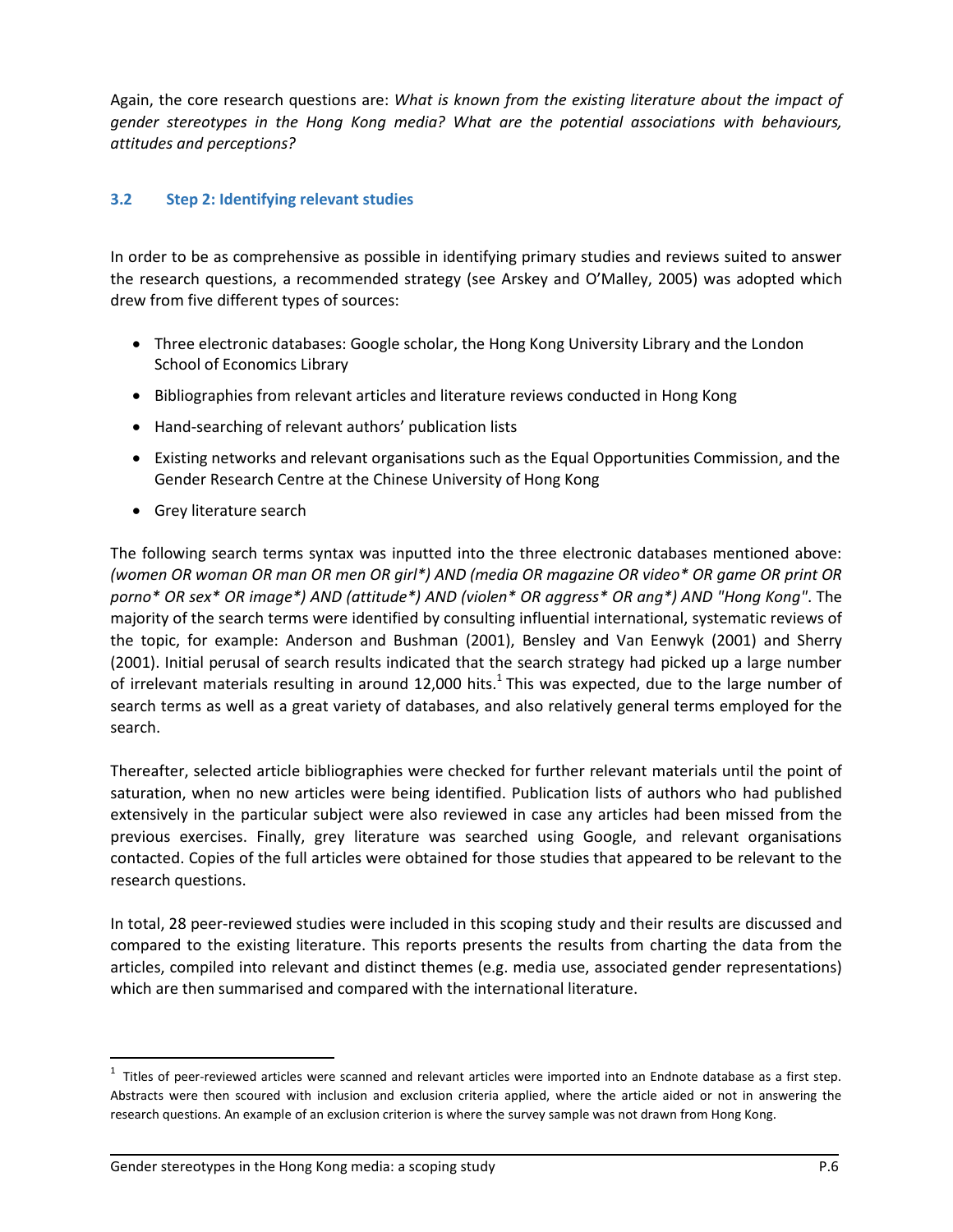Again, the core research questions are: *What is known from the existing literature about the impact of gender stereotypes in the Hong Kong media? What are the potential associations with behaviours, attitudes and perceptions?*

### 3.2 Step 2: Identifying relevant studies

In order to be as comprehensive as possible in identifying primary studies and reviews suited to answer the research questions, a recommended strategy (see Arskey and O'Malley, 2005) was adopted which drew from five different types of sources:

- Three electronic databases: Google scholar, the Hong Kong University Library and the London School of Economics Library
- Bibliographies from relevant articles and literature reviews conducted in Hong Kong
- Hand-searching of relevant authors' publication lists
- Existing networks and relevant organisations such as the Equal Opportunities Commission, and the Gender Research Centre at the Chinese University of Hong Kong
- Grey literature search

The following search terms syntax was inputted into the three electronic databases mentioned above: *(women OR woman OR man OR men OR girl*) AND (media OR magazine OR video* OR game OR print OR porno* OR sex* OR image*) AND (attitude*) AND (violen* OR aggress* OR ang*) AND "Hong Kong"*. The majority of the search terms were identified by consulting influential international, systematic reviews of the topic, for example: Anderson and Bushman (2001), Bensley and Van Eenwyk (2001) and Sherry (2001). Initial perusal of search results indicated that the search strategy had picked up a large number of irrelevant materials resulting in around 12,000 hits.[1] This was expected, due to the large number of search terms as well as a great variety of databases, and also relatively general terms employed for the search.

Thereafter, selected article bibliographies were checked for further relevant materials until the point of saturation, when no new articles were being identified. Publication lists of authors who had published extensively in the particular subject were also reviewed in case any articles had been missed from the previous exercises. Finally, grey literature was searched using Google, and relevant organisations contacted. Copies of the full articles were obtained for those studies that appeared to be relevant to the research questions.

In total, 28 peer-reviewed studies were included in this scoping study and their results are discussed and compared to the existing literature. This reports presents the results from charting the data from the articles, compiled into relevant and distinct themes (e.g. media use, associated gender representations) which are then summarised and compared with the international literature.

---

[1] Titles of peer-reviewed articles were scanned and relevant articles were imported into an Endnote database as a first step. Abstracts were then scoured with inclusion and exclusion criteria applied, where the article aided or not in answering the research questions. An example of an exclusion criterion is where the survey sample was not drawn from Hong Kong.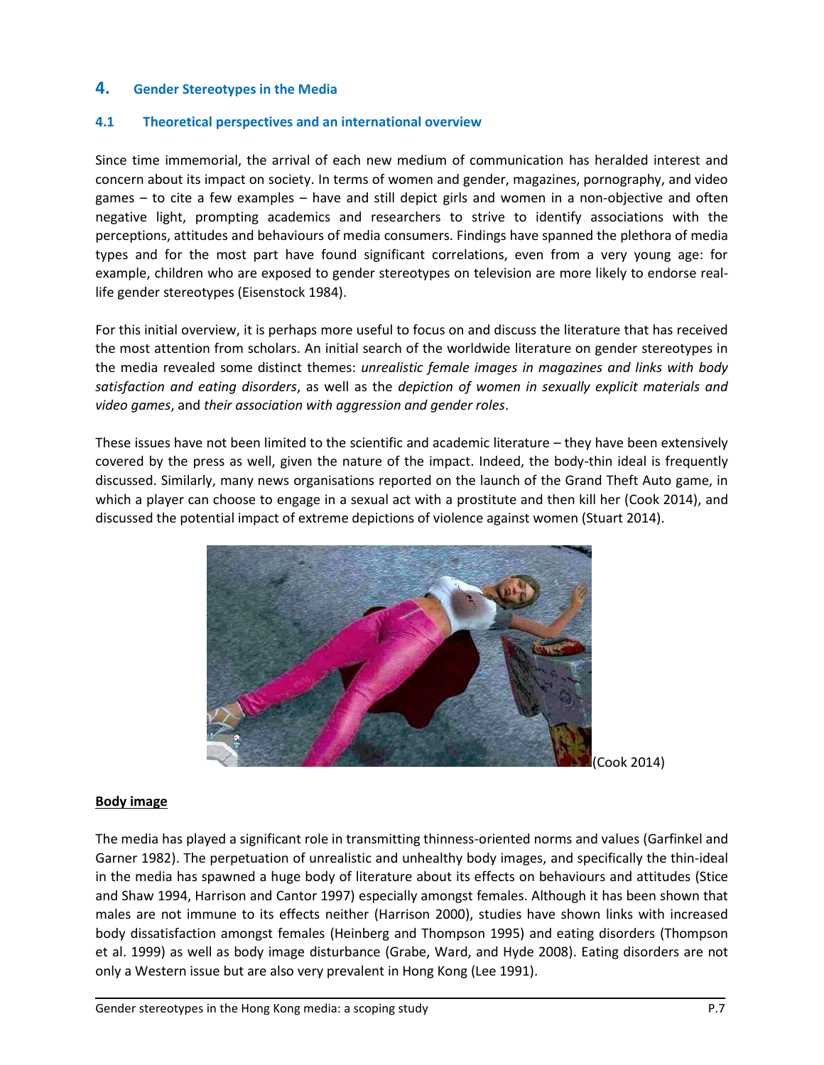## 4. Gender Stereotypes in the Media

### 4.1 Theoretical perspectives and an international overview

Since time immemorial, the arrival of each new medium of communication has heralded interest and concern about its impact on society. In terms of women and gender, magazines, pornography, and video games – to cite a few examples – have and still depict girls and women in a non-objective and often negative light, prompting academics and researchers to strive to identify associations with the perceptions, attitudes and behaviours of media consumers. Findings have spanned the plethora of media types and for the most part have found significant correlations, even from a very young age: for example, children who are exposed to gender stereotypes on television are more likely to endorse real-life gender stereotypes (Eisenstock 1984).

For this initial overview, it is perhaps more useful to focus on and discuss the literature that has received the most attention from scholars. An initial search of the worldwide literature on gender stereotypes in the media revealed some distinct themes: *unrealistic female images in magazines and links with body satisfaction and eating disorders*, as well as the *depiction of women in sexually explicit materials and video games*, and *their association with aggression and gender roles*.

These issues have not been limited to the scientific and academic literature – they have been extensively covered by the press as well, given the nature of the impact. Indeed, the body-thin ideal is frequently discussed. Similarly, many news organisations reported on the launch of the Grand Theft Auto game, in which a player can choose to engage in a sexual act with a prostitute and then kill her (Cook 2014), and discussed the potential impact of extreme depictions of violence against women (Stuart 2014).

(Cook 2014)

**Body image**

The media has played a significant role in transmitting thinness-oriented norms and values (Garfinkel and Garner 1982). The perpetuation of unrealistic and unhealthy body images, and specifically the thin-ideal in the media has spawned a huge body of literature about its effects on behaviours and attitudes (Stice and Shaw 1994, Harrison and Cantor 1997) especially amongst females. Although it has been shown that males are not immune to its effects neither (Harrison 2000), studies have shown links with increased body dissatisfaction amongst females (Heinberg and Thompson 1995) and eating disorders (Thompson et al. 1999) as well as body image disturbance (Grabe, Ward, and Hyde 2008). Eating disorders are not only a Western issue but are also very prevalent in Hong Kong (Lee 1991).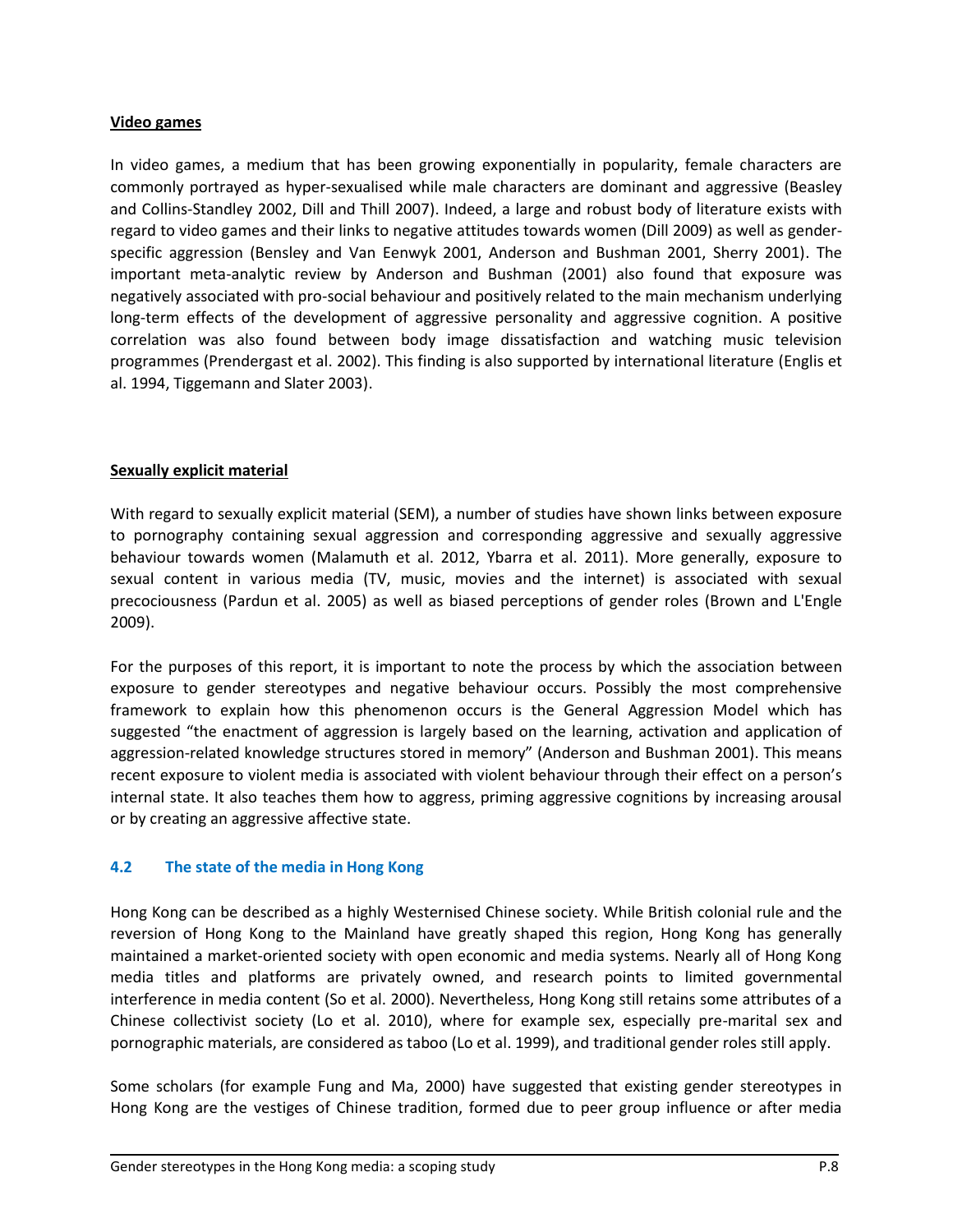**Video games**

In video games, a medium that has been growing exponentially in popularity, female characters are commonly portrayed as hyper-sexualised while male characters are dominant and aggressive (Beasley and Collins-Standley 2002, Dill and Thill 2007). Indeed, a large and robust body of literature exists with regard to video games and their links to negative attitudes towards women (Dill 2009) as well as gender-specific aggression (Bensley and Van Eenwyk 2001, Anderson and Bushman 2001, Sherry 2001). The important meta-analytic review by Anderson and Bushman (2001) also found that exposure was negatively associated with pro-social behaviour and positively related to the main mechanism underlying long-term effects of the development of aggressive personality and aggressive cognition. A positive correlation was also found between body image dissatisfaction and watching music television programmes (Prendergast et al. 2002). This finding is also supported by international literature (Englis et al. 1994, Tiggemann and Slater 2003).

**Sexually explicit material**

With regard to sexually explicit material (SEM), a number of studies have shown links between exposure to pornography containing sexual aggression and corresponding aggressive and sexually aggressive behaviour towards women (Malamuth et al. 2012, Ybarra et al. 2011). More generally, exposure to sexual content in various media (TV, music, movies and the internet) is associated with sexual precociousness (Pardun et al. 2005) as well as biased perceptions of gender roles (Brown and L'Engle 2009).

For the purposes of this report, it is important to note the process by which the association between exposure to gender stereotypes and negative behaviour occurs. Possibly the most comprehensive framework to explain how this phenomenon occurs is the General Aggression Model which has suggested "the enactment of aggression is largely based on the learning, activation and application of aggression-related knowledge structures stored in memory" (Anderson and Bushman 2001). This means recent exposure to violent media is associated with violent behaviour through their effect on a person's internal state. It also teaches them how to aggress, priming aggressive cognitions by increasing arousal or by creating an aggressive affective state.

### 4.2 The state of the media in Hong Kong

Hong Kong can be described as a highly Westernised Chinese society. While British colonial rule and the reversion of Hong Kong to the Mainland have greatly shaped this region, Hong Kong has generally maintained a market-oriented society with open economic and media systems. Nearly all of Hong Kong media titles and platforms are privately owned, and research points to limited governmental interference in media content (So et al. 2000). Nevertheless, Hong Kong still retains some attributes of a Chinese collectivist society (Lo et al. 2010), where for example sex, especially pre-marital sex and pornographic materials, are considered as taboo (Lo et al. 1999), and traditional gender roles still apply.

Some scholars (for example Fung and Ma, 2000) have suggested that existing gender stereotypes in Hong Kong are the vestiges of Chinese tradition, formed due to peer group influence or after media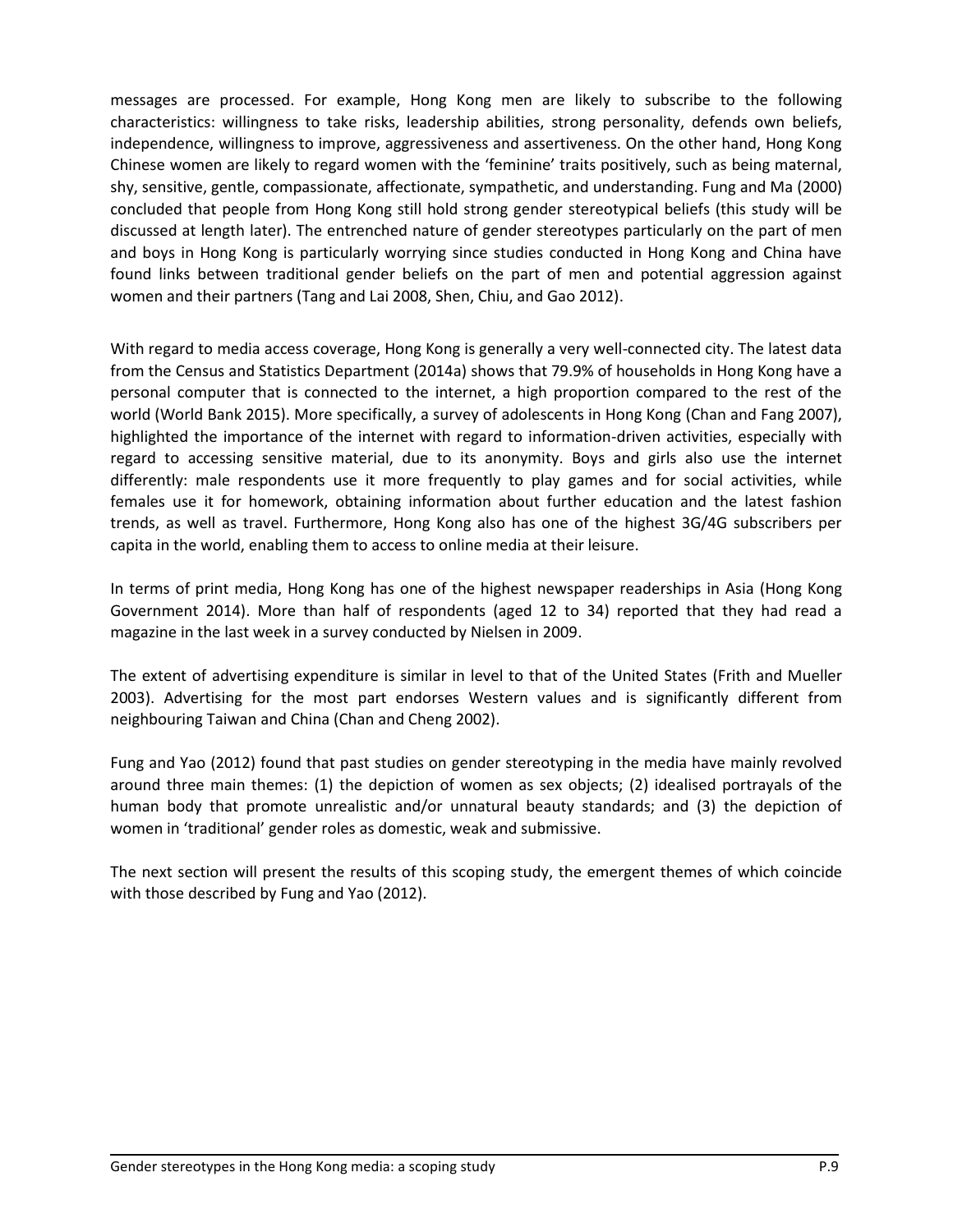messages are processed. For example, Hong Kong men are likely to subscribe to the following characteristics: willingness to take risks, leadership abilities, strong personality, defends own beliefs, independence, willingness to improve, aggressiveness and assertiveness. On the other hand, Hong Kong Chinese women are likely to regard women with the 'feminine' traits positively, such as being maternal, shy, sensitive, gentle, compassionate, affectionate, sympathetic, and understanding. Fung and Ma (2000) concluded that people from Hong Kong still hold strong gender stereotypical beliefs (this study will be discussed at length later). The entrenched nature of gender stereotypes particularly on the part of men and boys in Hong Kong is particularly worrying since studies conducted in Hong Kong and China have found links between traditional gender beliefs on the part of men and potential aggression against women and their partners (Tang and Lai 2008, Shen, Chiu, and Gao 2012).

With regard to media access coverage, Hong Kong is generally a very well-connected city. The latest data from the Census and Statistics Department (2014a) shows that 79.9% of households in Hong Kong have a personal computer that is connected to the internet, a high proportion compared to the rest of the world (World Bank 2015). More specifically, a survey of adolescents in Hong Kong (Chan and Fang 2007), highlighted the importance of the internet with regard to information-driven activities, especially with regard to accessing sensitive material, due to its anonymity. Boys and girls also use the internet differently: male respondents use it more frequently to play games and for social activities, while females use it for homework, obtaining information about further education and the latest fashion trends, as well as travel. Furthermore, Hong Kong also has one of the highest 3G/4G subscribers per capita in the world, enabling them to access to online media at their leisure.

In terms of print media, Hong Kong has one of the highest newspaper readerships in Asia (Hong Kong Government 2014). More than half of respondents (aged 12 to 34) reported that they had read a magazine in the last week in a survey conducted by Nielsen in 2009.

The extent of advertising expenditure is similar in level to that of the United States (Frith and Mueller 2003). Advertising for the most part endorses Western values and is significantly different from neighbouring Taiwan and China (Chan and Cheng 2002).

Fung and Yao (2012) found that past studies on gender stereotyping in the media have mainly revolved around three main themes: (1) the depiction of women as sex objects; (2) idealised portrayals of the human body that promote unrealistic and/or unnatural beauty standards; and (3) the depiction of women in 'traditional' gender roles as domestic, weak and submissive.

The next section will present the results of this scoping study, the emergent themes of which coincide with those described by Fung and Yao (2012).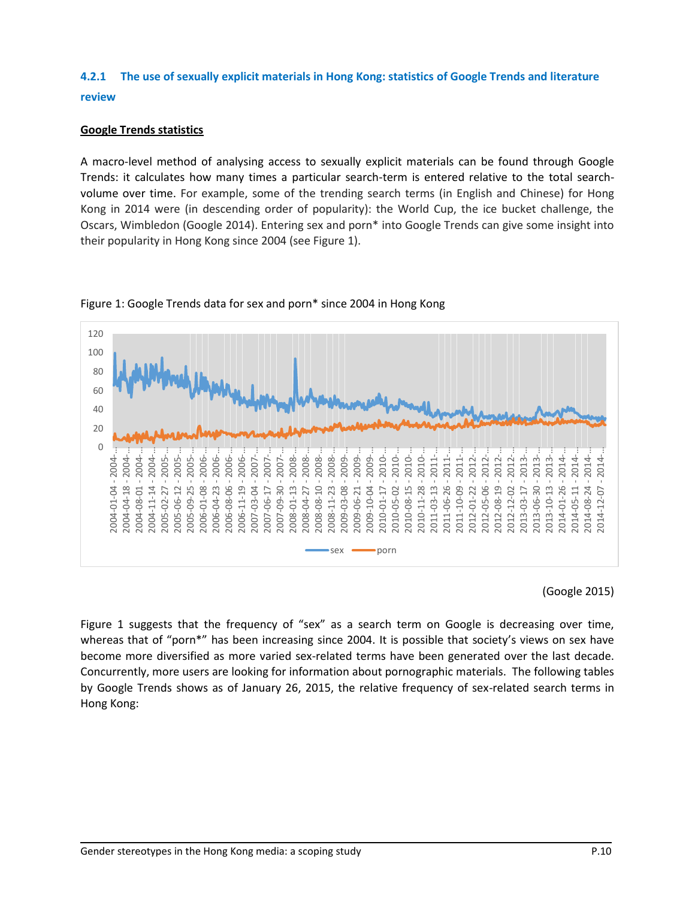### 4.2.1 The use of sexually explicit materials in Hong Kong: statistics of Google Trends and literature review

**Google Trends statistics**

A macro-level method of analysing access to sexually explicit materials can be found through Google Trends: it calculates how many times a particular search-term is entered relative to the total search-volume over time. For example, some of the trending search terms (in English and Chinese) for Hong Kong in 2014 were (in descending order of popularity): the World Cup, the ice bucket challenge, the Oscars, Wimbledon (Google 2014). Entering sex and porn* into Google Trends can give some insight into their popularity in Hong Kong since 2004 (see Figure 1).

Figure 1: Google Trends data for sex and porn* since 2004 in Hong Kong

(Google 2015)

Figure 1 suggests that the frequency of "sex" as a search term on Google is decreasing over time, whereas that of "porn*" has been increasing since 2004. It is possible that society's views on sex have become more diversified as more varied sex-related terms have been generated over the last decade. Concurrently, more users are looking for information about pornographic materials. The following tables by Google Trends shows as of January 26, 2015, the relative frequency of sex-related search terms in Hong Kong: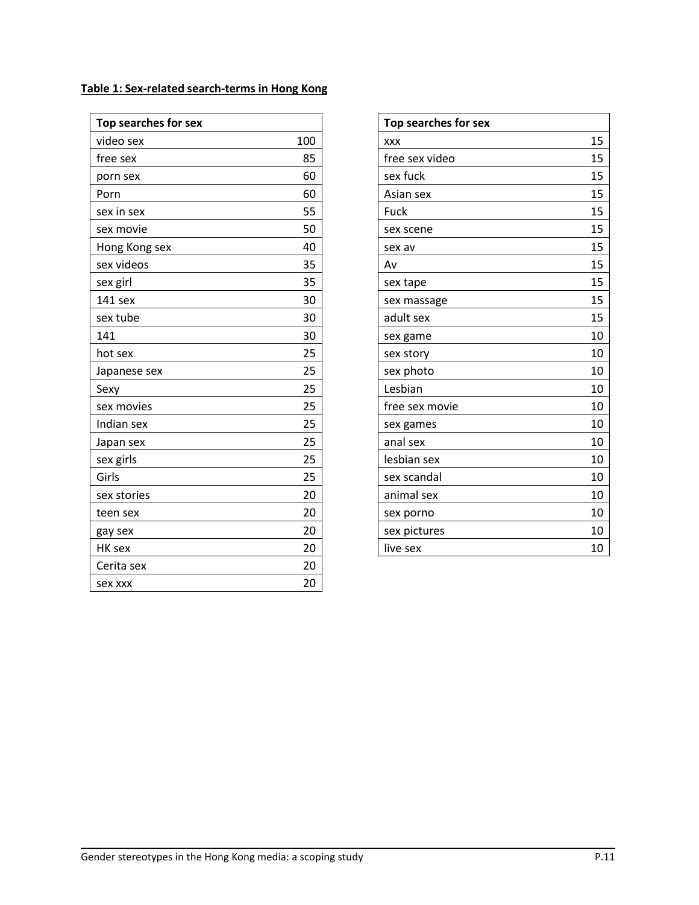**Table 1: Sex-related search-terms in Hong Kong**

| Top searches for sex | |
|---|---|
| video sex | 100 |
| free sex | 85 |
| porn sex | 60 |
| Porn | 60 |
| sex in sex | 55 |
| sex movie | 50 |
| Hong Kong sex | 40 |
| sex videos | 35 |
| sex girl | 35 |
| 141 sex | 30 |
| sex tube | 30 |
| 141 | 30 |
| hot sex | 25 |
| Japanese sex | 25 |
| Sexy | 25 |
| sex movies | 25 |
| Indian sex | 25 |
| Japan sex | 25 |
| sex girls | 25 |
| Girls | 25 |
| sex stories | 20 |
| teen sex | 20 |
| gay sex | 20 |
| HK sex | 20 |
| Cerita sex | 20 |
| sex xxx | 20 |

| Top searches for sex | |
|---|---|
| xxx | 15 |
| free sex video | 15 |
| sex fuck | 15 |
| Asian sex | 15 |
| Fuck | 15 |
| sex scene | 15 |
| sex av | 15 |
| Av | 15 |
| sex tape | 15 |
| sex massage | 15 |
| adult sex | 15 |
| sex game | 10 |
| sex story | 10 |
| sex photo | 10 |
| Lesbian | 10 |
| free sex movie | 10 |
| sex games | 10 |
| anal sex | 10 |
| lesbian sex | 10 |
| sex scandal | 10 |
| animal sex | 10 |
| sex porno | 10 |
| sex pictures | 10 |
| live sex | 10 |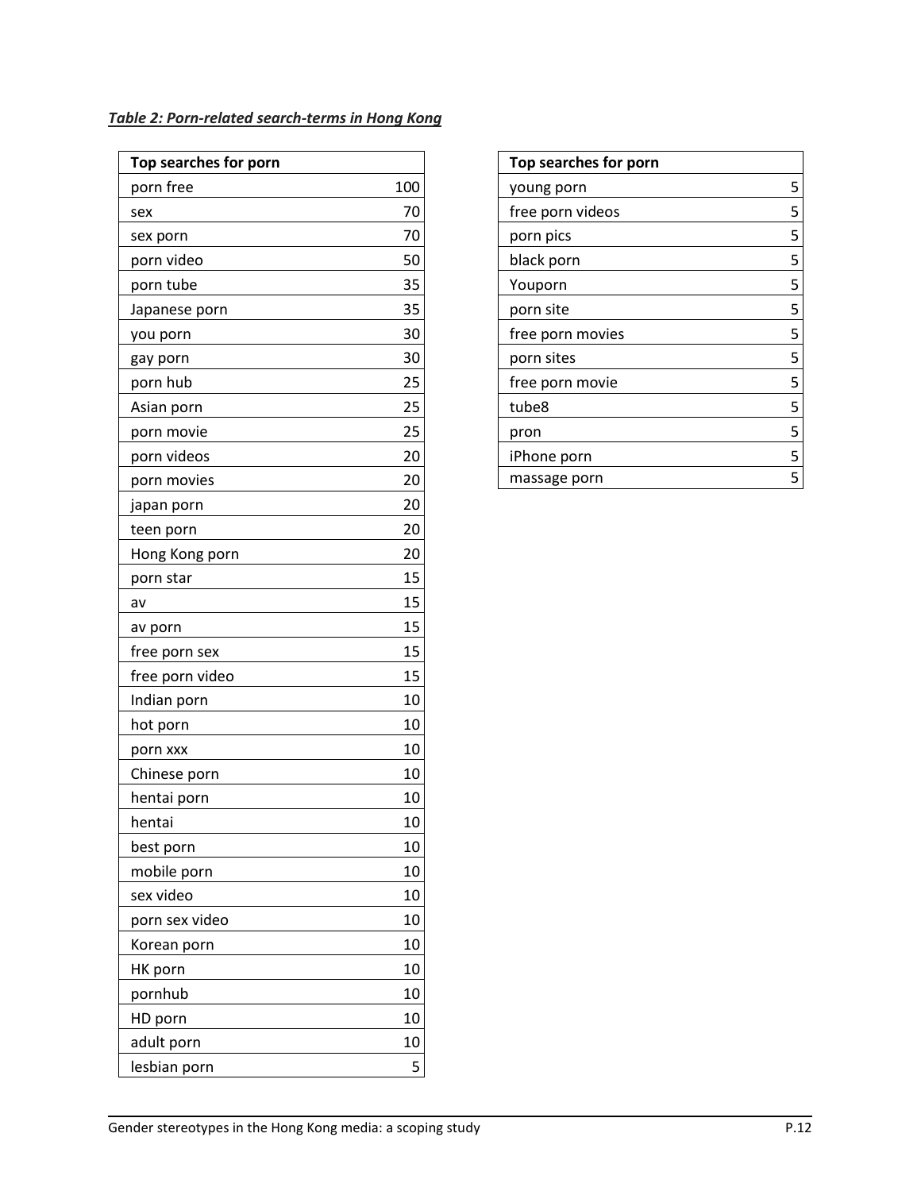***Table 2: Porn-related search-terms in Hong Kong***

| Top searches for porn | |
|---|---|
| porn free | 100 |
| sex | 70 |
| sex porn | 70 |
| porn video | 50 |
| porn tube | 35 |
| Japanese porn | 35 |
| you porn | 30 |
| gay porn | 30 |
| porn hub | 25 |
| Asian porn | 25 |
| porn movie | 25 |
| porn videos | 20 |
| porn movies | 20 |
| japan porn | 20 |
| teen porn | 20 |
| Hong Kong porn | 20 |
| porn star | 15 |
| av | 15 |
| av porn | 15 |
| free porn sex | 15 |
| free porn video | 15 |
| Indian porn | 10 |
| hot porn | 10 |
| porn xxx | 10 |
| Chinese porn | 10 |
| hentai porn | 10 |
| hentai | 10 |
| best porn | 10 |
| mobile porn | 10 |
| sex video | 10 |
| porn sex video | 10 |
| Korean porn | 10 |
| HK porn | 10 |
| pornhub | 10 |
| HD porn | 10 |
| adult porn | 10 |
| lesbian porn | 5 |
| young porn | 5 |
| free porn videos | 5 |
| porn pics | 5 |
| black porn | 5 |
| Youporn | 5 |
| porn site | 5 |
| free porn movies | 5 |
| porn sites | 5 |
| free porn movie | 5 |
| tube8 | 5 |
| pron | 5 |
| iPhone porn | 5 |
| massage porn | 5 |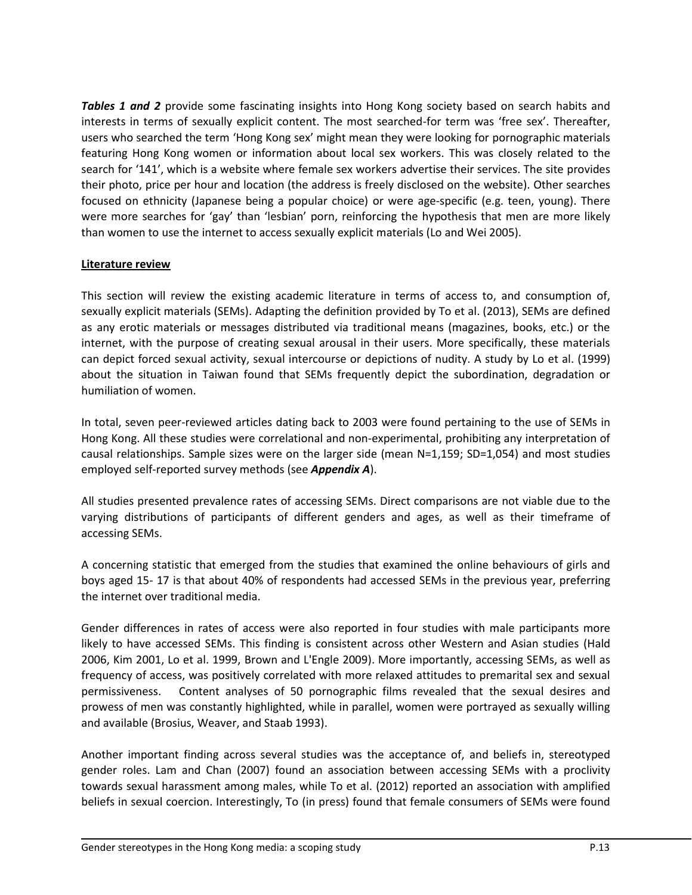***Tables 1 and 2*** provide some fascinating insights into Hong Kong society based on search habits and interests in terms of sexually explicit content. The most searched-for term was 'free sex'. Thereafter, users who searched the term 'Hong Kong sex' might mean they were looking for pornographic materials featuring Hong Kong women or information about local sex workers. This was closely related to the search for '141', which is a website where female sex workers advertise their services. The site provides their photo, price per hour and location (the address is freely disclosed on the website). Other searches focused on ethnicity (Japanese being a popular choice) or were age-specific (e.g. teen, young). There were more searches for 'gay' than 'lesbian' porn, reinforcing the hypothesis that men are more likely than women to use the internet to access sexually explicit materials (Lo and Wei 2005).

## Literature review

This section will review the existing academic literature in terms of access to, and consumption of, sexually explicit materials (SEMs). Adapting the definition provided by To et al. (2013), SEMs are defined as any erotic materials or messages distributed via traditional means (magazines, books, etc.) or the internet, with the purpose of creating sexual arousal in their users. More specifically, these materials can depict forced sexual activity, sexual intercourse or depictions of nudity. A study by Lo et al. (1999) about the situation in Taiwan found that SEMs frequently depict the subordination, degradation or humiliation of women.

In total, seven peer-reviewed articles dating back to 2003 were found pertaining to the use of SEMs in Hong Kong. All these studies were correlational and non-experimental, prohibiting any interpretation of causal relationships. Sample sizes were on the larger side (mean N=1,159; SD=1,054) and most studies employed self-reported survey methods (see ***Appendix A***).

All studies presented prevalence rates of accessing SEMs. Direct comparisons are not viable due to the varying distributions of participants of different genders and ages, as well as their timeframe of accessing SEMs.

A concerning statistic that emerged from the studies that examined the online behaviours of girls and boys aged 15- 17 is that about 40% of respondents had accessed SEMs in the previous year, preferring the internet over traditional media.

Gender differences in rates of access were also reported in four studies with male participants more likely to have accessed SEMs. This finding is consistent across other Western and Asian studies (Hald 2006, Kim 2001, Lo et al. 1999, Brown and L'Engle 2009). More importantly, accessing SEMs, as well as frequency of access, was positively correlated with more relaxed attitudes to premarital sex and sexual permissiveness. Content analyses of 50 pornographic films revealed that the sexual desires and prowess of men was constantly highlighted, while in parallel, women were portrayed as sexually willing and available (Brosius, Weaver, and Staab 1993).

Another important finding across several studies was the acceptance of, and beliefs in, stereotyped gender roles. Lam and Chan (2007) found an association between accessing SEMs with a proclivity towards sexual harassment among males, while To et al. (2012) reported an association with amplified beliefs in sexual coercion. Interestingly, To (in press) found that female consumers of SEMs were found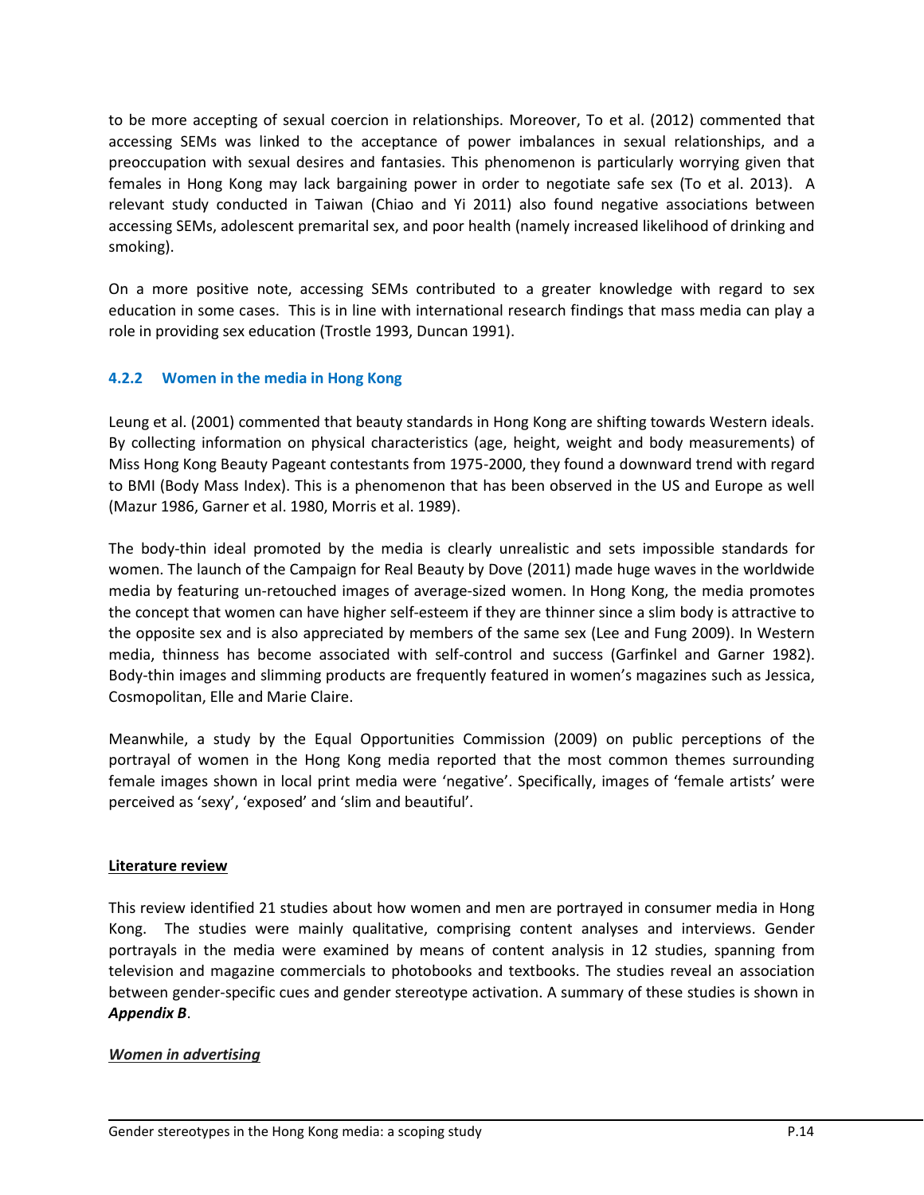to be more accepting of sexual coercion in relationships. Moreover, To et al. (2012) commented that accessing SEMs was linked to the acceptance of power imbalances in sexual relationships, and a preoccupation with sexual desires and fantasies. This phenomenon is particularly worrying given that females in Hong Kong may lack bargaining power in order to negotiate safe sex (To et al. 2013). A relevant study conducted in Taiwan (Chiao and Yi 2011) also found negative associations between accessing SEMs, adolescent premarital sex, and poor health (namely increased likelihood of drinking and smoking).

On a more positive note, accessing SEMs contributed to a greater knowledge with regard to sex education in some cases. This is in line with international research findings that mass media can play a role in providing sex education (Trostle 1993, Duncan 1991).

### 4.2.2 Women in the media in Hong Kong

Leung et al. (2001) commented that beauty standards in Hong Kong are shifting towards Western ideals. By collecting information on physical characteristics (age, height, weight and body measurements) of Miss Hong Kong Beauty Pageant contestants from 1975-2000, they found a downward trend with regard to BMI (Body Mass Index). This is a phenomenon that has been observed in the US and Europe as well (Mazur 1986, Garner et al. 1980, Morris et al. 1989).

The body-thin ideal promoted by the media is clearly unrealistic and sets impossible standards for women. The launch of the Campaign for Real Beauty by Dove (2011) made huge waves in the worldwide media by featuring un-retouched images of average-sized women. In Hong Kong, the media promotes the concept that women can have higher self-esteem if they are thinner since a slim body is attractive to the opposite sex and is also appreciated by members of the same sex (Lee and Fung 2009). In Western media, thinness has become associated with self-control and success (Garfinkel and Garner 1982). Body-thin images and slimming products are frequently featured in women's magazines such as Jessica, Cosmopolitan, Elle and Marie Claire.

Meanwhile, a study by the Equal Opportunities Commission (2009) on public perceptions of the portrayal of women in the Hong Kong media reported that the most common themes surrounding female images shown in local print media were 'negative'. Specifically, images of 'female artists' were perceived as 'sexy', 'exposed' and 'slim and beautiful'.

**Literature review**

This review identified 21 studies about how women and men are portrayed in consumer media in Hong Kong. The studies were mainly qualitative, comprising content analyses and interviews. Gender portrayals in the media were examined by means of content analysis in 12 studies, spanning from television and magazine commercials to photobooks and textbooks. The studies reveal an association between gender-specific cues and gender stereotype activation. A summary of these studies is shown in ***Appendix B***.

***Women in advertising***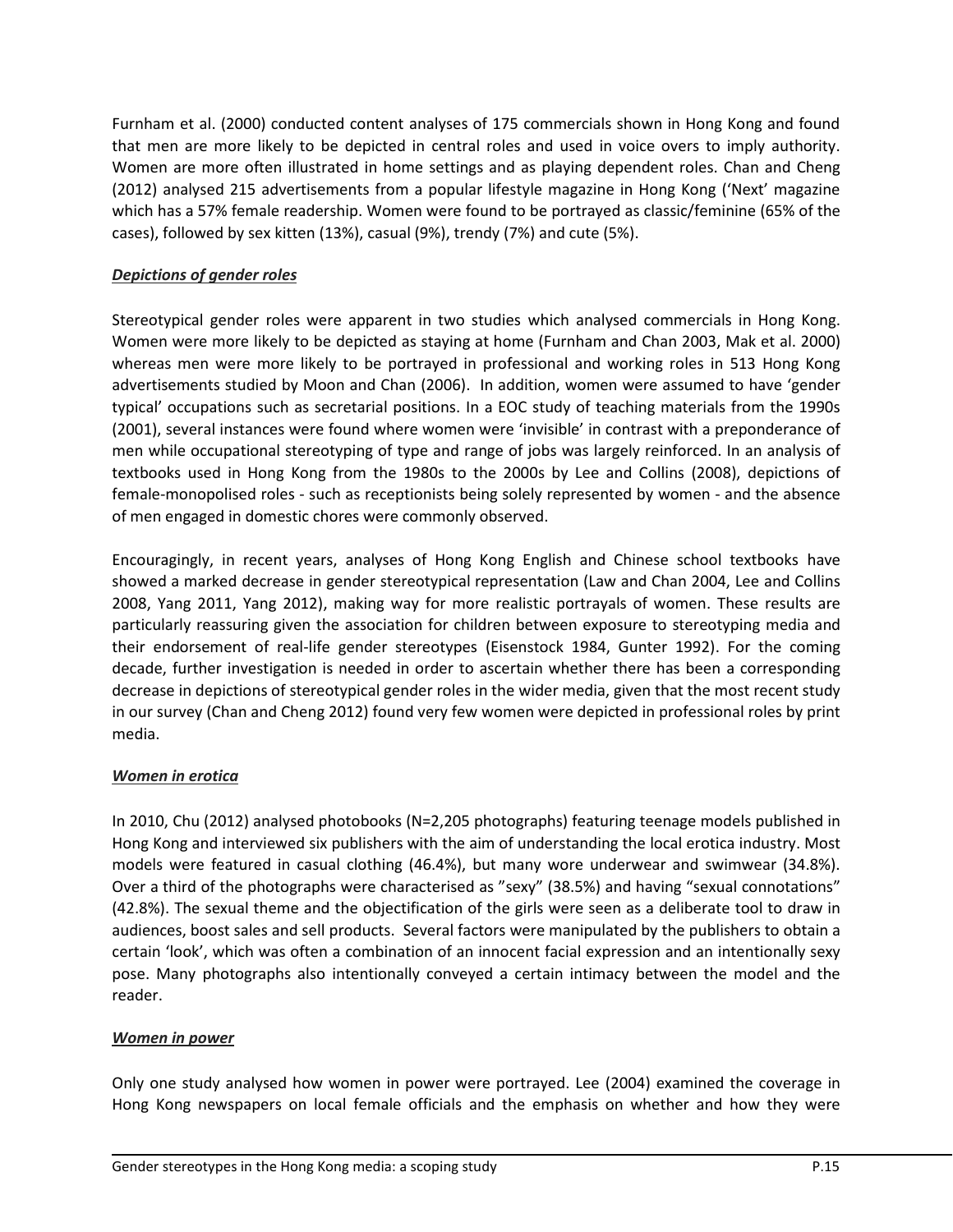Furnham et al. (2000) conducted content analyses of 175 commercials shown in Hong Kong and found that men are more likely to be depicted in central roles and used in voice overs to imply authority. Women are more often illustrated in home settings and as playing dependent roles. Chan and Cheng (2012) analysed 215 advertisements from a popular lifestyle magazine in Hong Kong ('Next' magazine which has a 57% female readership. Women were found to be portrayed as classic/feminine (65% of the cases), followed by sex kitten (13%), casual (9%), trendy (7%) and cute (5%).

***Depictions of gender roles***

Stereotypical gender roles were apparent in two studies which analysed commercials in Hong Kong. Women were more likely to be depicted as staying at home (Furnham and Chan 2003, Mak et al. 2000) whereas men were more likely to be portrayed in professional and working roles in 513 Hong Kong advertisements studied by Moon and Chan (2006). In addition, women were assumed to have 'gender typical' occupations such as secretarial positions. In a EOC study of teaching materials from the 1990s (2001), several instances were found where women were 'invisible' in contrast with a preponderance of men while occupational stereotyping of type and range of jobs was largely reinforced. In an analysis of textbooks used in Hong Kong from the 1980s to the 2000s by Lee and Collins (2008), depictions of female-monopolised roles - such as receptionists being solely represented by women - and the absence of men engaged in domestic chores were commonly observed.

Encouragingly, in recent years, analyses of Hong Kong English and Chinese school textbooks have showed a marked decrease in gender stereotypical representation (Law and Chan 2004, Lee and Collins 2008, Yang 2011, Yang 2012), making way for more realistic portrayals of women. These results are particularly reassuring given the association for children between exposure to stereotyping media and their endorsement of real-life gender stereotypes (Eisenstock 1984, Gunter 1992). For the coming decade, further investigation is needed in order to ascertain whether there has been a corresponding decrease in depictions of stereotypical gender roles in the wider media, given that the most recent study in our survey (Chan and Cheng 2012) found very few women were depicted in professional roles by print media.

***Women in erotica***

In 2010, Chu (2012) analysed photobooks (N=2,205 photographs) featuring teenage models published in Hong Kong and interviewed six publishers with the aim of understanding the local erotica industry. Most models were featured in casual clothing (46.4%), but many wore underwear and swimwear (34.8%). Over a third of the photographs were characterised as "sexy" (38.5%) and having "sexual connotations" (42.8%). The sexual theme and the objectification of the girls were seen as a deliberate tool to draw in audiences, boost sales and sell products. Several factors were manipulated by the publishers to obtain a certain 'look', which was often a combination of an innocent facial expression and an intentionally sexy pose. Many photographs also intentionally conveyed a certain intimacy between the model and the reader.

***Women in power***

Only one study analysed how women in power were portrayed. Lee (2004) examined the coverage in Hong Kong newspapers on local female officials and the emphasis on whether and how they were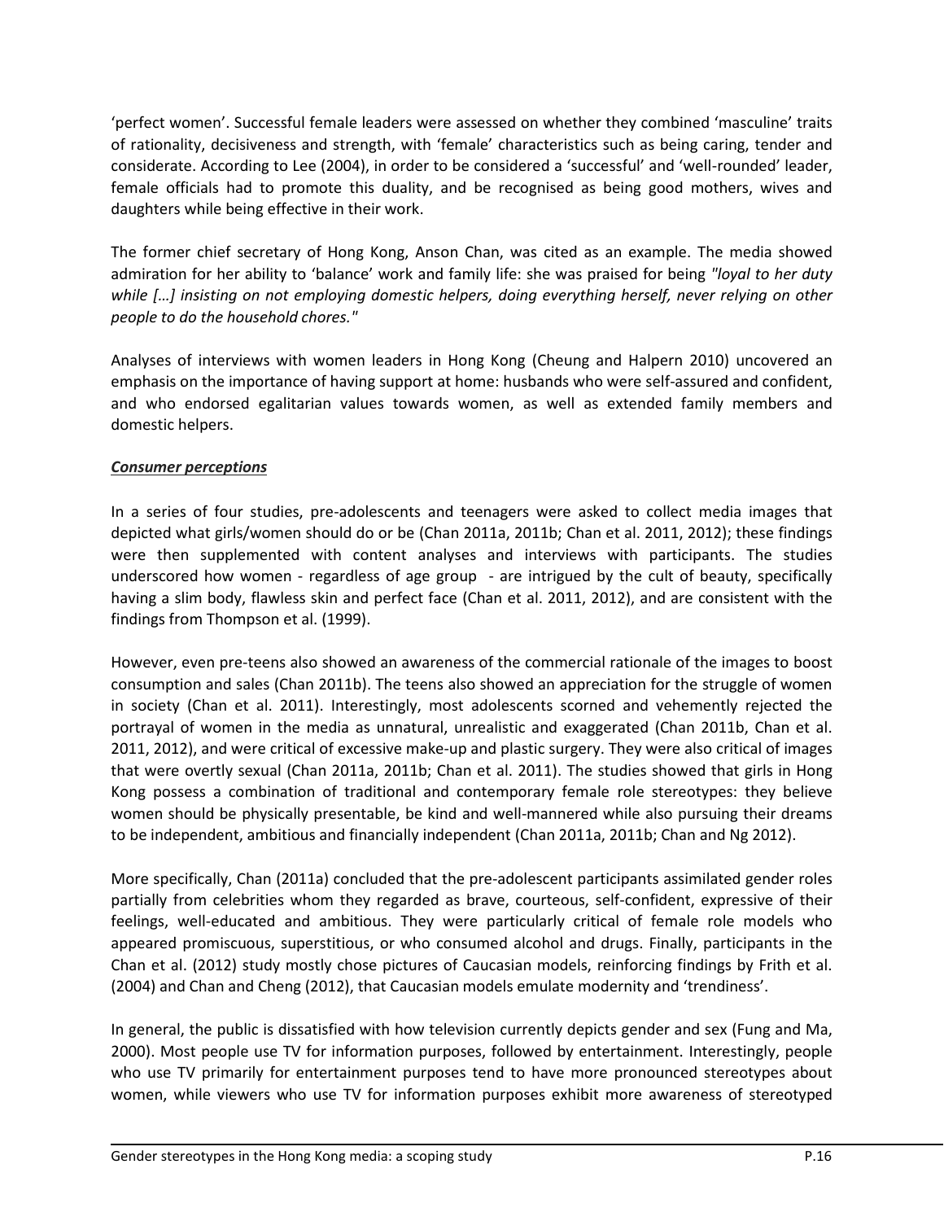'perfect women'. Successful female leaders were assessed on whether they combined 'masculine' traits of rationality, decisiveness and strength, with 'female' characteristics such as being caring, tender and considerate. According to Lee (2004), in order to be considered a 'successful' and 'well-rounded' leader, female officials had to promote this duality, and be recognised as being good mothers, wives and daughters while being effective in their work.

The former chief secretary of Hong Kong, Anson Chan, was cited as an example. The media showed admiration for her ability to 'balance' work and family life: she was praised for being *"loyal to her duty while […] insisting on not employing domestic helpers, doing everything herself, never relying on other people to do the household chores."*

Analyses of interviews with women leaders in Hong Kong (Cheung and Halpern 2010) uncovered an emphasis on the importance of having support at home: husbands who were self-assured and confident, and who endorsed egalitarian values towards women, as well as extended family members and domestic helpers.

***Consumer perceptions***

In a series of four studies, pre-adolescents and teenagers were asked to collect media images that depicted what girls/women should do or be (Chan 2011a, 2011b; Chan et al. 2011, 2012); these findings were then supplemented with content analyses and interviews with participants. The studies underscored how women - regardless of age group - are intrigued by the cult of beauty, specifically having a slim body, flawless skin and perfect face (Chan et al. 2011, 2012), and are consistent with the findings from Thompson et al. (1999).

However, even pre-teens also showed an awareness of the commercial rationale of the images to boost consumption and sales (Chan 2011b). The teens also showed an appreciation for the struggle of women in society (Chan et al. 2011). Interestingly, most adolescents scorned and vehemently rejected the portrayal of women in the media as unnatural, unrealistic and exaggerated (Chan 2011b, Chan et al. 2011, 2012), and were critical of excessive make-up and plastic surgery. They were also critical of images that were overtly sexual (Chan 2011a, 2011b; Chan et al. 2011). The studies showed that girls in Hong Kong possess a combination of traditional and contemporary female role stereotypes: they believe women should be physically presentable, be kind and well-mannered while also pursuing their dreams to be independent, ambitious and financially independent (Chan 2011a, 2011b; Chan and Ng 2012).

More specifically, Chan (2011a) concluded that the pre-adolescent participants assimilated gender roles partially from celebrities whom they regarded as brave, courteous, self-confident, expressive of their feelings, well-educated and ambitious. They were particularly critical of female role models who appeared promiscuous, superstitious, or who consumed alcohol and drugs. Finally, participants in the Chan et al. (2012) study mostly chose pictures of Caucasian models, reinforcing findings by Frith et al. (2004) and Chan and Cheng (2012), that Caucasian models emulate modernity and 'trendiness'.

In general, the public is dissatisfied with how television currently depicts gender and sex (Fung and Ma, 2000). Most people use TV for information purposes, followed by entertainment. Interestingly, people who use TV primarily for entertainment purposes tend to have more pronounced stereotypes about women, while viewers who use TV for information purposes exhibit more awareness of stereotyped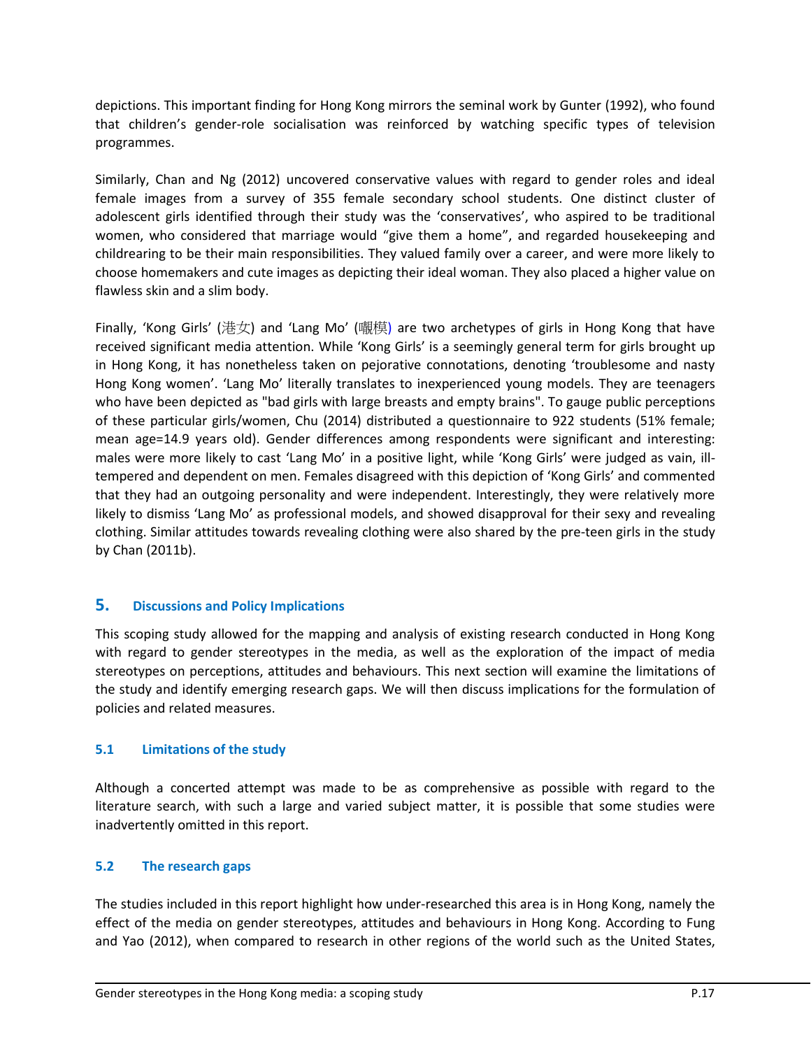depictions. This important finding for Hong Kong mirrors the seminal work by Gunter (1992), who found that children's gender-role socialisation was reinforced by watching specific types of television programmes.

Similarly, Chan and Ng (2012) uncovered conservative values with regard to gender roles and ideal female images from a survey of 355 female secondary school students. One distinct cluster of adolescent girls identified through their study was the 'conservatives', who aspired to be traditional women, who considered that marriage would "give them a home", and regarded housekeeping and childrearing to be their main responsibilities. They valued family over a career, and were more likely to choose homemakers and cute images as depicting their ideal woman. They also placed a higher value on flawless skin and a slim body.

Finally, 'Kong Girls' (港女) and 'Lang Mo' (靚模) are two archetypes of girls in Hong Kong that have received significant media attention. While 'Kong Girls' is a seemingly general term for girls brought up in Hong Kong, it has nonetheless taken on pejorative connotations, denoting 'troublesome and nasty Hong Kong women'. 'Lang Mo' literally translates to inexperienced young models. They are teenagers who have been depicted as "bad girls with large breasts and empty brains". To gauge public perceptions of these particular girls/women, Chu (2014) distributed a questionnaire to 922 students (51% female; mean age=14.9 years old). Gender differences among respondents were significant and interesting: males were more likely to cast 'Lang Mo' in a positive light, while 'Kong Girls' were judged as vain, ill-tempered and dependent on men. Females disagreed with this depiction of 'Kong Girls' and commented that they had an outgoing personality and were independent. Interestingly, they were relatively more likely to dismiss 'Lang Mo' as professional models, and showed disapproval for their sexy and revealing clothing. Similar attitudes towards revealing clothing were also shared by the pre-teen girls in the study by Chan (2011b).

## 5. Discussions and Policy Implications

This scoping study allowed for the mapping and analysis of existing research conducted in Hong Kong with regard to gender stereotypes in the media, as well as the exploration of the impact of media stereotypes on perceptions, attitudes and behaviours. This next section will examine the limitations of the study and identify emerging research gaps. We will then discuss implications for the formulation of policies and related measures.

### 5.1 Limitations of the study

Although a concerted attempt was made to be as comprehensive as possible with regard to the literature search, with such a large and varied subject matter, it is possible that some studies were inadvertently omitted in this report.

### 5.2 The research gaps

The studies included in this report highlight how under-researched this area is in Hong Kong, namely the effect of the media on gender stereotypes, attitudes and behaviours in Hong Kong. According to Fung and Yao (2012), when compared to research in other regions of the world such as the United States,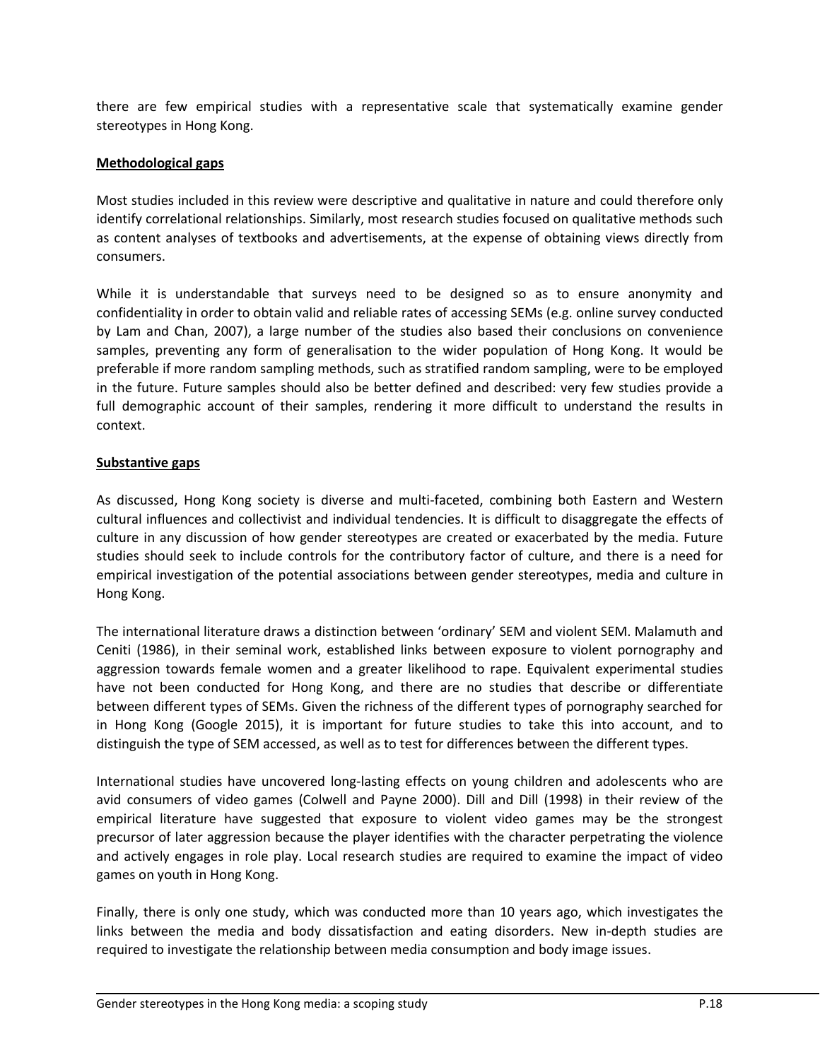there are few empirical studies with a representative scale that systematically examine gender stereotypes in Hong Kong.

**Methodological gaps**

Most studies included in this review were descriptive and qualitative in nature and could therefore only identify correlational relationships. Similarly, most research studies focused on qualitative methods such as content analyses of textbooks and advertisements, at the expense of obtaining views directly from consumers.

While it is understandable that surveys need to be designed so as to ensure anonymity and confidentiality in order to obtain valid and reliable rates of accessing SEMs (e.g. online survey conducted by Lam and Chan, 2007), a large number of the studies also based their conclusions on convenience samples, preventing any form of generalisation to the wider population of Hong Kong. It would be preferable if more random sampling methods, such as stratified random sampling, were to be employed in the future. Future samples should also be better defined and described: very few studies provide a full demographic account of their samples, rendering it more difficult to understand the results in context.

**Substantive gaps**

As discussed, Hong Kong society is diverse and multi-faceted, combining both Eastern and Western cultural influences and collectivist and individual tendencies. It is difficult to disaggregate the effects of culture in any discussion of how gender stereotypes are created or exacerbated by the media. Future studies should seek to include controls for the contributory factor of culture, and there is a need for empirical investigation of the potential associations between gender stereotypes, media and culture in Hong Kong.

The international literature draws a distinction between 'ordinary' SEM and violent SEM. Malamuth and Ceniti (1986), in their seminal work, established links between exposure to violent pornography and aggression towards female women and a greater likelihood to rape. Equivalent experimental studies have not been conducted for Hong Kong, and there are no studies that describe or differentiate between different types of SEMs. Given the richness of the different types of pornography searched for in Hong Kong (Google 2015), it is important for future studies to take this into account, and to distinguish the type of SEM accessed, as well as to test for differences between the different types.

International studies have uncovered long-lasting effects on young children and adolescents who are avid consumers of video games (Colwell and Payne 2000). Dill and Dill (1998) in their review of the empirical literature have suggested that exposure to violent video games may be the strongest precursor of later aggression because the player identifies with the character perpetrating the violence and actively engages in role play. Local research studies are required to examine the impact of video games on youth in Hong Kong.

Finally, there is only one study, which was conducted more than 10 years ago, which investigates the links between the media and body dissatisfaction and eating disorders. New in-depth studies are required to investigate the relationship between media consumption and body image issues.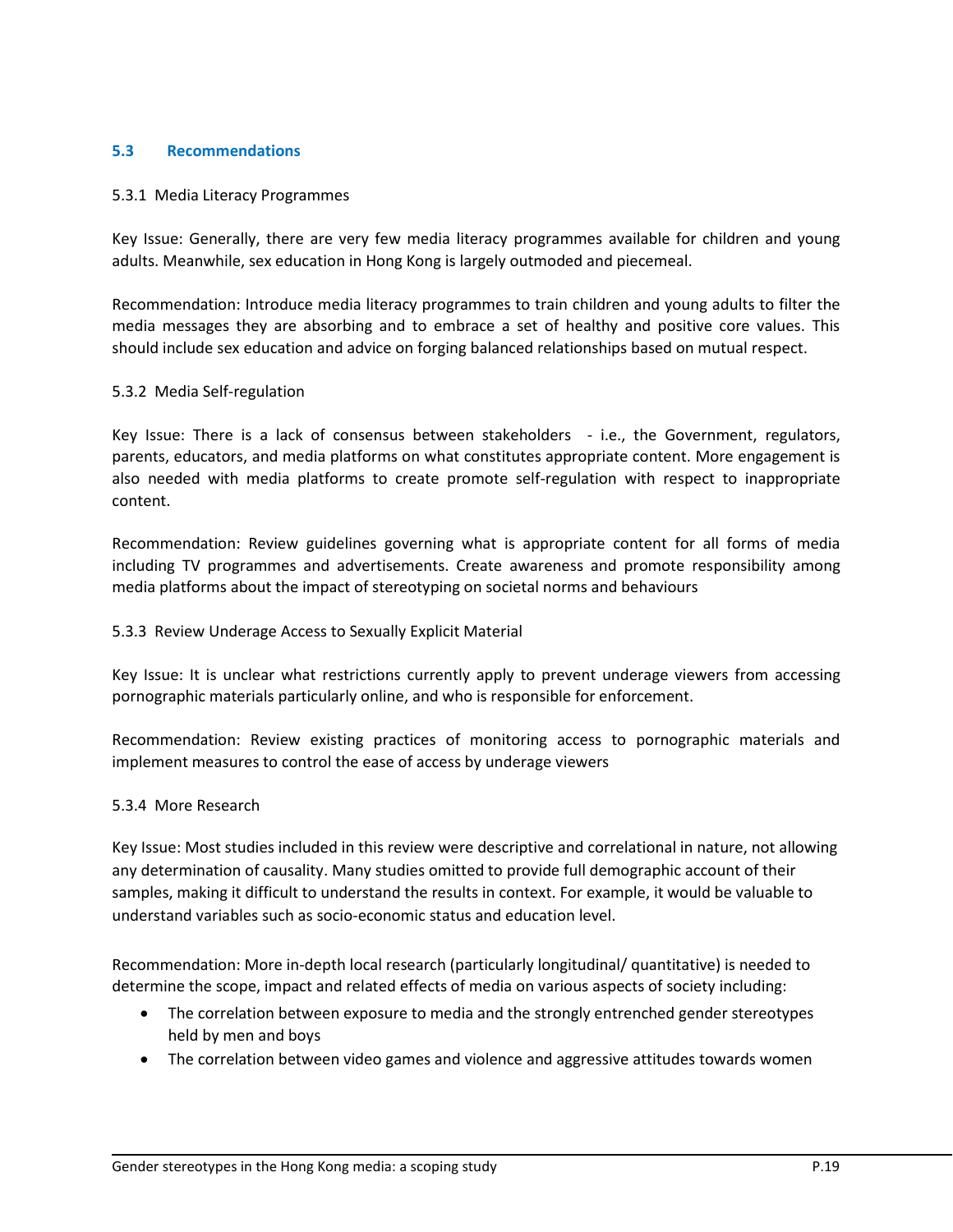## 5.3 Recommendations

### 5.3.1 Media Literacy Programmes

Key Issue: Generally, there are very few media literacy programmes available for children and young adults. Meanwhile, sex education in Hong Kong is largely outmoded and piecemeal.

Recommendation: Introduce media literacy programmes to train children and young adults to filter the media messages they are absorbing and to embrace a set of healthy and positive core values. This should include sex education and advice on forging balanced relationships based on mutual respect.

### 5.3.2 Media Self-regulation

Key Issue: There is a lack of consensus between stakeholders - i.e., the Government, regulators, parents, educators, and media platforms on what constitutes appropriate content. More engagement is also needed with media platforms to create promote self-regulation with respect to inappropriate content.

Recommendation: Review guidelines governing what is appropriate content for all forms of media including TV programmes and advertisements. Create awareness and promote responsibility among media platforms about the impact of stereotyping on societal norms and behaviours

### 5.3.3 Review Underage Access to Sexually Explicit Material

Key Issue: It is unclear what restrictions currently apply to prevent underage viewers from accessing pornographic materials particularly online, and who is responsible for enforcement.

Recommendation: Review existing practices of monitoring access to pornographic materials and implement measures to control the ease of access by underage viewers

### 5.3.4 More Research

Key Issue: Most studies included in this review were descriptive and correlational in nature, not allowing any determination of causality. Many studies omitted to provide full demographic account of their samples, making it difficult to understand the results in context. For example, it would be valuable to understand variables such as socio-economic status and education level.

Recommendation: More in-depth local research (particularly longitudinal/ quantitative) is needed to determine the scope, impact and related effects of media on various aspects of society including:

- The correlation between exposure to media and the strongly entrenched gender stereotypes held by men and boys
- The correlation between video games and violence and aggressive attitudes towards women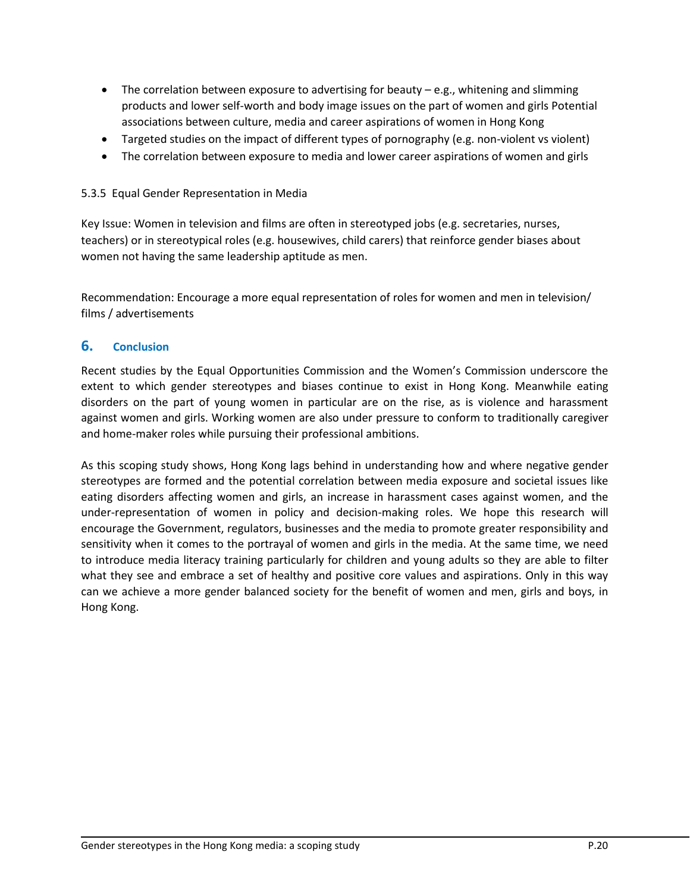- The correlation between exposure to advertising for beauty – e.g., whitening and slimming products and lower self-worth and body image issues on the part of women and girls Potential associations between culture, media and career aspirations of women in Hong Kong
- Targeted studies on the impact of different types of pornography (e.g. non-violent vs violent)
- The correlation between exposure to media and lower career aspirations of women and girls

#### 5.3.5 Equal Gender Representation in Media

Key Issue: Women in television and films are often in stereotyped jobs (e.g. secretaries, nurses, teachers) or in stereotypical roles (e.g. housewives, child carers) that reinforce gender biases about women not having the same leadership aptitude as men.

Recommendation: Encourage a more equal representation of roles for women and men in television/ films / advertisements

## 6. Conclusion

Recent studies by the Equal Opportunities Commission and the Women's Commission underscore the extent to which gender stereotypes and biases continue to exist in Hong Kong. Meanwhile eating disorders on the part of young women in particular are on the rise, as is violence and harassment against women and girls. Working women are also under pressure to conform to traditionally caregiver and home-maker roles while pursuing their professional ambitions.

As this scoping study shows, Hong Kong lags behind in understanding how and where negative gender stereotypes are formed and the potential correlation between media exposure and societal issues like eating disorders affecting women and girls, an increase in harassment cases against women, and the under-representation of women in policy and decision-making roles. We hope this research will encourage the Government, regulators, businesses and the media to promote greater responsibility and sensitivity when it comes to the portrayal of women and girls in the media. At the same time, we need to introduce media literacy training particularly for children and young adults so they are able to filter what they see and embrace a set of healthy and positive core values and aspirations. Only in this way can we achieve a more gender balanced society for the benefit of women and men, girls and boys, in Hong Kong.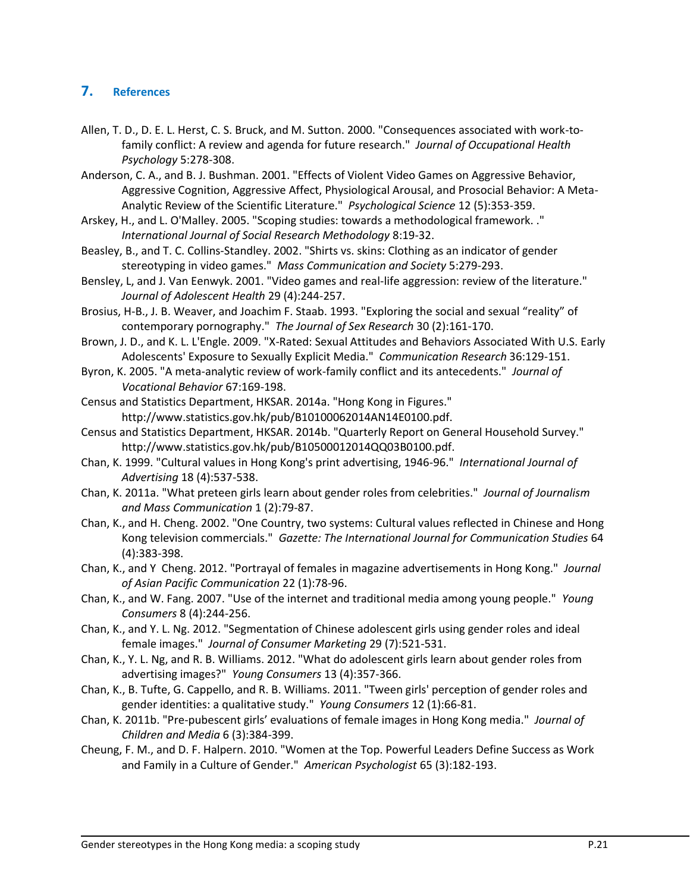## 7. References

Allen, T. D., D. E. L. Herst, C. S. Bruck, and M. Sutton. 2000. "Consequences associated with work-to-family conflict: A review and agenda for future research." *Journal of Occupational Health Psychology* 5:278-308.

Anderson, C. A., and B. J. Bushman. 2001. "Effects of Violent Video Games on Aggressive Behavior, Aggressive Cognition, Aggressive Affect, Physiological Arousal, and Prosocial Behavior: A Meta-Analytic Review of the Scientific Literature." *Psychological Science* 12 (5):353-359.

Arskey, H., and L. O'Malley. 2005. "Scoping studies: towards a methodological framework. ." *International Journal of Social Research Methodology* 8:19-32.

Beasley, B., and T. C. Collins-Standley. 2002. "Shirts vs. skins: Clothing as an indicator of gender stereotyping in video games." *Mass Communication and Society* 5:279-293.

Bensley, L, and J. Van Eenwyk. 2001. "Video games and real-life aggression: review of the literature." *Journal of Adolescent Health* 29 (4):244-257.

Brosius, H-B., J. B. Weaver, and Joachim F. Staab. 1993. "Exploring the social and sexual "reality" of contemporary pornography." *The Journal of Sex Research* 30 (2):161-170.

Brown, J. D., and K. L. L'Engle. 2009. "X-Rated: Sexual Attitudes and Behaviors Associated With U.S. Early Adolescents' Exposure to Sexually Explicit Media." *Communication Research* 36:129-151.

Byron, K. 2005. "A meta-analytic review of work-family conflict and its antecedents." *Journal of Vocational Behavior* 67:169-198.

Census and Statistics Department, HKSAR. 2014a. "Hong Kong in Figures." http://www.statistics.gov.hk/pub/B10100062014AN14E0100.pdf.

Census and Statistics Department, HKSAR. 2014b. "Quarterly Report on General Household Survey." http://www.statistics.gov.hk/pub/B10500012014QQ03B0100.pdf.

Chan, K. 1999. "Cultural values in Hong Kong's print advertising, 1946-96." *International Journal of Advertising* 18 (4):537-538.

Chan, K. 2011a. "What preteen girls learn about gender roles from celebrities." *Journal of Journalism and Mass Communication* 1 (2):79-87.

Chan, K., and H. Cheng. 2002. "One Country, two systems: Cultural values reflected in Chinese and Hong Kong television commercials." *Gazette: The International Journal for Communication Studies* 64 (4):383-398.

Chan, K., and Y Cheng. 2012. "Portrayal of females in magazine advertisements in Hong Kong." *Journal of Asian Pacific Communication* 22 (1):78-96.

Chan, K., and W. Fang. 2007. "Use of the internet and traditional media among young people." *Young Consumers* 8 (4):244-256.

Chan, K., and Y. L. Ng. 2012. "Segmentation of Chinese adolescent girls using gender roles and ideal female images." *Journal of Consumer Marketing* 29 (7):521-531.

Chan, K., Y. L. Ng, and R. B. Williams. 2012. "What do adolescent girls learn about gender roles from advertising images?" *Young Consumers* 13 (4):357-366.

Chan, K., B. Tufte, G. Cappello, and R. B. Williams. 2011. "Tween girls' perception of gender roles and gender identities: a qualitative study." *Young Consumers* 12 (1):66-81.

Chan, K. 2011b. "Pre-pubescent girls' evaluations of female images in Hong Kong media." *Journal of Children and Media* 6 (3):384-399.

Cheung, F. M., and D. F. Halpern. 2010. "Women at the Top. Powerful Leaders Define Success as Work and Family in a Culture of Gender." *American Psychologist* 65 (3):182-193.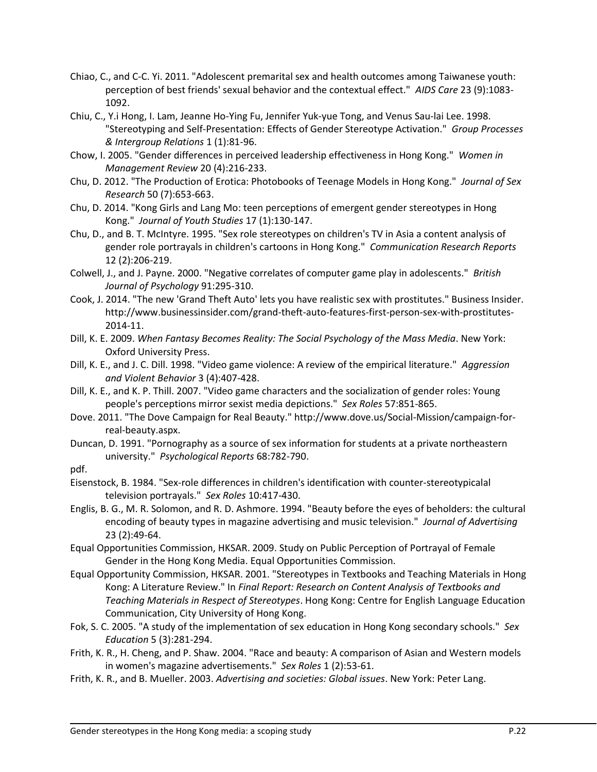Chiao, C., and C-C. Yi. 2011. "Adolescent premarital sex and health outcomes among Taiwanese youth: perception of best friends' sexual behavior and the contextual effect." *AIDS Care* 23 (9):1083-1092.

Chiu, C., Y.i Hong, I. Lam, Jeanne Ho-Ying Fu, Jennifer Yuk-yue Tong, and Venus Sau-lai Lee. 1998. "Stereotyping and Self-Presentation: Effects of Gender Stereotype Activation." *Group Processes & Intergroup Relations* 1 (1):81-96.

Chow, I. 2005. "Gender differences in perceived leadership effectiveness in Hong Kong." *Women in Management Review* 20 (4):216-233.

Chu, D. 2012. "The Production of Erotica: Photobooks of Teenage Models in Hong Kong." *Journal of Sex Research* 50 (7):653-663.

Chu, D. 2014. "Kong Girls and Lang Mo: teen perceptions of emergent gender stereotypes in Hong Kong." *Journal of Youth Studies* 17 (1):130-147.

Chu, D., and B. T. McIntyre. 1995. "Sex role stereotypes on children's TV in Asia a content analysis of gender role portrayals in children's cartoons in Hong Kong." *Communication Research Reports* 12 (2):206-219.

Colwell, J., and J. Payne. 2000. "Negative correlates of computer game play in adolescents." *British Journal of Psychology* 91:295-310.

Cook, J. 2014. "The new 'Grand Theft Auto' lets you have realistic sex with prostitutes." Business Insider. http://www.businessinsider.com/grand-theft-auto-features-first-person-sex-with-prostitutes-2014-11.

Dill, K. E. 2009. *When Fantasy Becomes Reality: The Social Psychology of the Mass Media*. New York: Oxford University Press.

Dill, K. E., and J. C. Dill. 1998. "Video game violence: A review of the empirical literature." *Aggression and Violent Behavior* 3 (4):407-428.

Dill, K. E., and K. P. Thill. 2007. "Video game characters and the socialization of gender roles: Young people's perceptions mirror sexist media depictions." *Sex Roles* 57:851-865.

Dove. 2011. "The Dove Campaign for Real Beauty." http://www.dove.us/Social-Mission/campaign-for-real-beauty.aspx.

Duncan, D. 1991. "Pornography as a source of sex information for students at a private northeastern university." *Psychological Reports* 68:782-790.

pdf.

Eisenstock, B. 1984. "Sex-role differences in children's identification with counter-stereotypicalal television portrayals." *Sex Roles* 10:417-430.

Englis, B. G., M. R. Solomon, and R. D. Ashmore. 1994. "Beauty before the eyes of beholders: the cultural encoding of beauty types in magazine advertising and music television." *Journal of Advertising* 23 (2):49-64.

Equal Opportunities Commission, HKSAR. 2009. Study on Public Perception of Portrayal of Female Gender in the Hong Kong Media. Equal Opportunities Commission.

Equal Opportunity Commission, HKSAR. 2001. "Stereotypes in Textbooks and Teaching Materials in Hong Kong: A Literature Review." In *Final Report: Research on Content Analysis of Textbooks and Teaching Materials in Respect of Stereotypes*. Hong Kong: Centre for English Language Education Communication, City University of Hong Kong.

Fok, S. C. 2005. "A study of the implementation of sex education in Hong Kong secondary schools." *Sex Education* 5 (3):281-294.

Frith, K. R., H. Cheng, and P. Shaw. 2004. "Race and beauty: A comparison of Asian and Western models in women's magazine advertisements." *Sex Roles* 1 (2):53-61.

Frith, K. R., and B. Mueller. 2003. *Advertising and societies: Global issues*. New York: Peter Lang.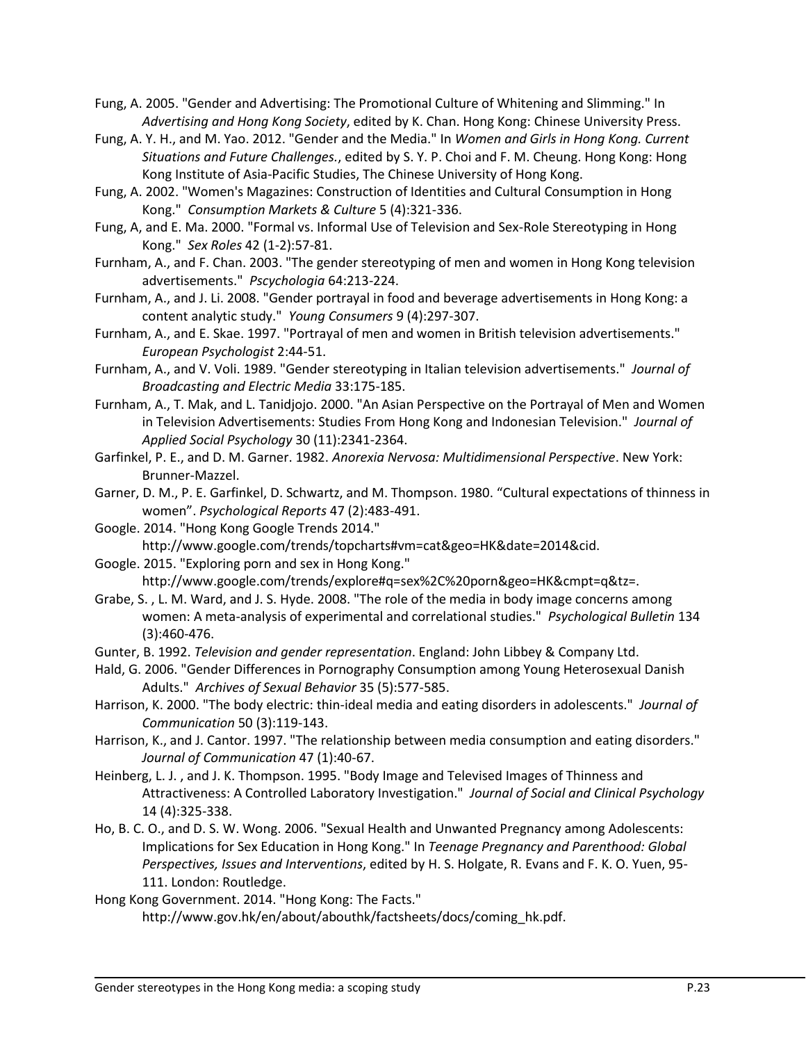Fung, A. 2005. "Gender and Advertising: The Promotional Culture of Whitening and Slimming." In *Advertising and Hong Kong Society*, edited by K. Chan. Hong Kong: Chinese University Press.

Fung, A. Y. H., and M. Yao. 2012. "Gender and the Media." In *Women and Girls in Hong Kong. Current Situations and Future Challenges.*, edited by S. Y. P. Choi and F. M. Cheung. Hong Kong: Hong Kong Institute of Asia-Pacific Studies, The Chinese University of Hong Kong.

Fung, A. 2002. "Women's Magazines: Construction of Identities and Cultural Consumption in Hong Kong." *Consumption Markets & Culture* 5 (4):321-336.

Fung, A, and E. Ma. 2000. "Formal vs. Informal Use of Television and Sex-Role Stereotyping in Hong Kong." *Sex Roles* 42 (1-2):57-81.

Furnham, A., and F. Chan. 2003. "The gender stereotyping of men and women in Hong Kong television advertisements." *Pscychologia* 64:213-224.

Furnham, A., and J. Li. 2008. "Gender portrayal in food and beverage advertisements in Hong Kong: a content analytic study." *Young Consumers* 9 (4):297-307.

Furnham, A., and E. Skae. 1997. "Portrayal of men and women in British television advertisements." *European Psychologist* 2:44-51.

Furnham, A., and V. Voli. 1989. "Gender stereotyping in Italian television advertisements." *Journal of Broadcasting and Electric Media* 33:175-185.

Furnham, A., T. Mak, and L. Tanidjojo. 2000. "An Asian Perspective on the Portrayal of Men and Women in Television Advertisements: Studies From Hong Kong and Indonesian Television." *Journal of Applied Social Psychology* 30 (11):2341-2364.

Garfinkel, P. E., and D. M. Garner. 1982. *Anorexia Nervosa: Multidimensional Perspective*. New York: Brunner-Mazzel.

Garner, D. M., P. E. Garfinkel, D. Schwartz, and M. Thompson. 1980. "Cultural expectations of thinness in women". *Psychological Reports* 47 (2):483-491.

Google. 2014. "Hong Kong Google Trends 2014." http://www.google.com/trends/topcharts#vm=cat&geo=HK&date=2014&cid.

Google. 2015. "Exploring porn and sex in Hong Kong." http://www.google.com/trends/explore#q=sex%2C%20porn&geo=HK&cmpt=q&tz=.

Grabe, S. , L. M. Ward, and J. S. Hyde. 2008. "The role of the media in body image concerns among women: A meta-analysis of experimental and correlational studies." *Psychological Bulletin* 134 (3):460-476.

Gunter, B. 1992. *Television and gender representation*. England: John Libbey & Company Ltd.

Hald, G. 2006. "Gender Differences in Pornography Consumption among Young Heterosexual Danish Adults." *Archives of Sexual Behavior* 35 (5):577-585.

Harrison, K. 2000. "The body electric: thin-ideal media and eating disorders in adolescents." *Journal of Communication* 50 (3):119-143.

Harrison, K., and J. Cantor. 1997. "The relationship between media consumption and eating disorders." *Journal of Communication* 47 (1):40-67.

Heinberg, L. J. , and J. K. Thompson. 1995. "Body Image and Televised Images of Thinness and Attractiveness: A Controlled Laboratory Investigation." *Journal of Social and Clinical Psychology* 14 (4):325-338.

Ho, B. C. O., and D. S. W. Wong. 2006. "Sexual Health and Unwanted Pregnancy among Adolescents: Implications for Sex Education in Hong Kong." In *Teenage Pregnancy and Parenthood: Global Perspectives, Issues and Interventions*, edited by H. S. Holgate, R. Evans and F. K. O. Yuen, 95-111. London: Routledge.

Hong Kong Government. 2014. "Hong Kong: The Facts." http://www.gov.hk/en/about/abouthk/factsheets/docs/coming_hk.pdf.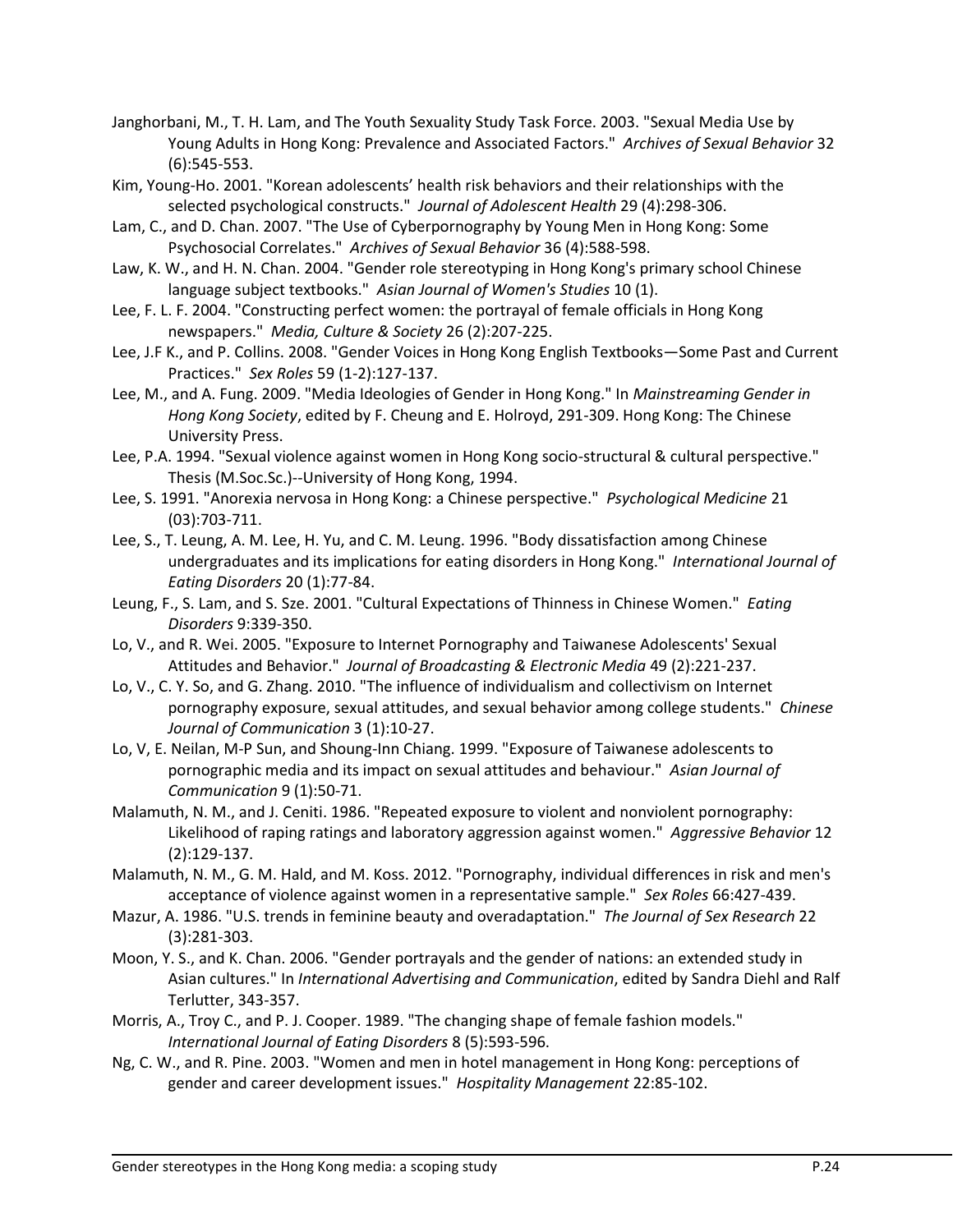Janghorbani, M., T. H. Lam, and The Youth Sexuality Study Task Force. 2003. "Sexual Media Use by Young Adults in Hong Kong: Prevalence and Associated Factors." *Archives of Sexual Behavior* 32 (6):545-553.

Kim, Young-Ho. 2001. "Korean adolescents' health risk behaviors and their relationships with the selected psychological constructs." *Journal of Adolescent Health* 29 (4):298-306.

Lam, C., and D. Chan. 2007. "The Use of Cyberpornography by Young Men in Hong Kong: Some Psychosocial Correlates." *Archives of Sexual Behavior* 36 (4):588-598.

Law, K. W., and H. N. Chan. 2004. "Gender role stereotyping in Hong Kong's primary school Chinese language subject textbooks." *Asian Journal of Women's Studies* 10 (1).

Lee, F. L. F. 2004. "Constructing perfect women: the portrayal of female officials in Hong Kong newspapers." *Media, Culture & Society* 26 (2):207-225.

Lee, J.F K., and P. Collins. 2008. "Gender Voices in Hong Kong English Textbooks—Some Past and Current Practices." *Sex Roles* 59 (1-2):127-137.

Lee, M., and A. Fung. 2009. "Media Ideologies of Gender in Hong Kong." In *Mainstreaming Gender in Hong Kong Society*, edited by F. Cheung and E. Holroyd, 291-309. Hong Kong: The Chinese University Press.

Lee, P.A. 1994. "Sexual violence against women in Hong Kong socio-structural & cultural perspective." Thesis (M.Soc.Sc.)--University of Hong Kong, 1994.

Lee, S. 1991. "Anorexia nervosa in Hong Kong: a Chinese perspective." *Psychological Medicine* 21 (03):703-711.

Lee, S., T. Leung, A. M. Lee, H. Yu, and C. M. Leung. 1996. "Body dissatisfaction among Chinese undergraduates and its implications for eating disorders in Hong Kong." *International Journal of Eating Disorders* 20 (1):77-84.

Leung, F., S. Lam, and S. Sze. 2001. "Cultural Expectations of Thinness in Chinese Women." *Eating Disorders* 9:339-350.

Lo, V., and R. Wei. 2005. "Exposure to Internet Pornography and Taiwanese Adolescents' Sexual Attitudes and Behavior." *Journal of Broadcasting & Electronic Media* 49 (2):221-237.

Lo, V., C. Y. So, and G. Zhang. 2010. "The influence of individualism and collectivism on Internet pornography exposure, sexual attitudes, and sexual behavior among college students." *Chinese Journal of Communication* 3 (1):10-27.

Lo, V, E. Neilan, M-P Sun, and Shoung-Inn Chiang. 1999. "Exposure of Taiwanese adolescents to pornographic media and its impact on sexual attitudes and behaviour." *Asian Journal of Communication* 9 (1):50-71.

Malamuth, N. M., and J. Ceniti. 1986. "Repeated exposure to violent and nonviolent pornography: Likelihood of raping ratings and laboratory aggression against women." *Aggressive Behavior* 12 (2):129-137.

Malamuth, N. M., G. M. Hald, and M. Koss. 2012. "Pornography, individual differences in risk and men's acceptance of violence against women in a representative sample." *Sex Roles* 66:427-439.

Mazur, A. 1986. "U.S. trends in feminine beauty and overadaptation." *The Journal of Sex Research* 22 (3):281-303.

Moon, Y. S., and K. Chan. 2006. "Gender portrayals and the gender of nations: an extended study in Asian cultures." In *International Advertising and Communication*, edited by Sandra Diehl and Ralf Terlutter, 343-357.

Morris, A., Troy C., and P. J. Cooper. 1989. "The changing shape of female fashion models." *International Journal of Eating Disorders* 8 (5):593-596.

Ng, C. W., and R. Pine. 2003. "Women and men in hotel management in Hong Kong: perceptions of gender and career development issues." *Hospitality Management* 22:85-102.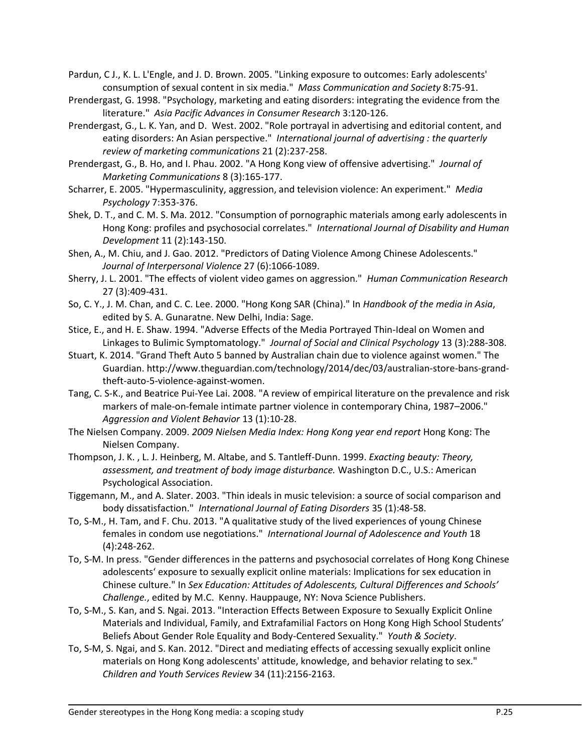Pardun, C J., K. L. L'Engle, and J. D. Brown. 2005. "Linking exposure to outcomes: Early adolescents' consumption of sexual content in six media." *Mass Communication and Society* 8:75-91.

Prendergast, G. 1998. "Psychology, marketing and eating disorders: integrating the evidence from the literature." *Asia Pacific Advances in Consumer Research* 3:120-126.

Prendergast, G., L. K. Yan, and D. West. 2002. "Role portrayal in advertising and editorial content, and eating disorders: An Asian perspective." *International journal of advertising : the quarterly review of marketing communications* 21 (2):237-258.

Prendergast, G., B. Ho, and I. Phau. 2002. "A Hong Kong view of offensive advertising." *Journal of Marketing Communications* 8 (3):165-177.

Scharrer, E. 2005. "Hypermasculinity, aggression, and television violence: An experiment." *Media Psychology* 7:353-376.

Shek, D. T., and C. M. S. Ma. 2012. "Consumption of pornographic materials among early adolescents in Hong Kong: profiles and psychosocial correlates." *International Journal of Disability and Human Development* 11 (2):143-150.

Shen, A., M. Chiu, and J. Gao. 2012. "Predictors of Dating Violence Among Chinese Adolescents." *Journal of Interpersonal Violence* 27 (6):1066-1089.

Sherry, J. L. 2001. "The effects of violent video games on aggression." *Human Communication Research* 27 (3):409-431.

So, C. Y., J. M. Chan, and C. C. Lee. 2000. "Hong Kong SAR (China)." In *Handbook of the media in Asia*, edited by S. A. Gunaratne. New Delhi, India: Sage.

Stice, E., and H. E. Shaw. 1994. "Adverse Effects of the Media Portrayed Thin-Ideal on Women and Linkages to Bulimic Symptomatology." *Journal of Social and Clinical Psychology* 13 (3):288-308.

Stuart, K. 2014. "Grand Theft Auto 5 banned by Australian chain due to violence against women." The Guardian. http://www.theguardian.com/technology/2014/dec/03/australian-store-bans-grand-theft-auto-5-violence-against-women.

Tang, C. S-K., and Beatrice Pui-Yee Lai. 2008. "A review of empirical literature on the prevalence and risk markers of male-on-female intimate partner violence in contemporary China, 1987–2006." *Aggression and Violent Behavior* 13 (1):10-28.

The Nielsen Company. 2009. *2009 Nielsen Media Index: Hong Kong year end report* Hong Kong: The Nielsen Company.

Thompson, J. K. , L. J. Heinberg, M. Altabe, and S. Tantleff-Dunn. 1999. *Exacting beauty: Theory, assessment, and treatment of body image disturbance.* Washington D.C., U.S.: American Psychological Association.

Tiggemann, M., and A. Slater. 2003. "Thin ideals in music television: a source of social comparison and body dissatisfaction." *International Journal of Eating Disorders* 35 (1):48-58.

To, S-M., H. Tam, and F. Chu. 2013. "A qualitative study of the lived experiences of young Chinese females in condom use negotiations." *International Journal of Adolescence and Youth* 18 (4):248-262.

To, S-M. In press. "Gender differences in the patterns and psychosocial correlates of Hong Kong Chinese adolescents' exposure to sexually explicit online materials: Implications for sex education in Chinese culture." In *Sex Education: Attitudes of Adolescents, Cultural Differences and Schools' Challenge.*, edited by M.C. Kenny. Hauppauge, NY: Nova Science Publishers.

To, S-M., S. Kan, and S. Ngai. 2013. "Interaction Effects Between Exposure to Sexually Explicit Online Materials and Individual, Family, and Extrafamilial Factors on Hong Kong High School Students' Beliefs About Gender Role Equality and Body-Centered Sexuality." *Youth & Society*.

To, S-M, S. Ngai, and S. Kan. 2012. "Direct and mediating effects of accessing sexually explicit online materials on Hong Kong adolescents' attitude, knowledge, and behavior relating to sex." *Children and Youth Services Review* 34 (11):2156-2163.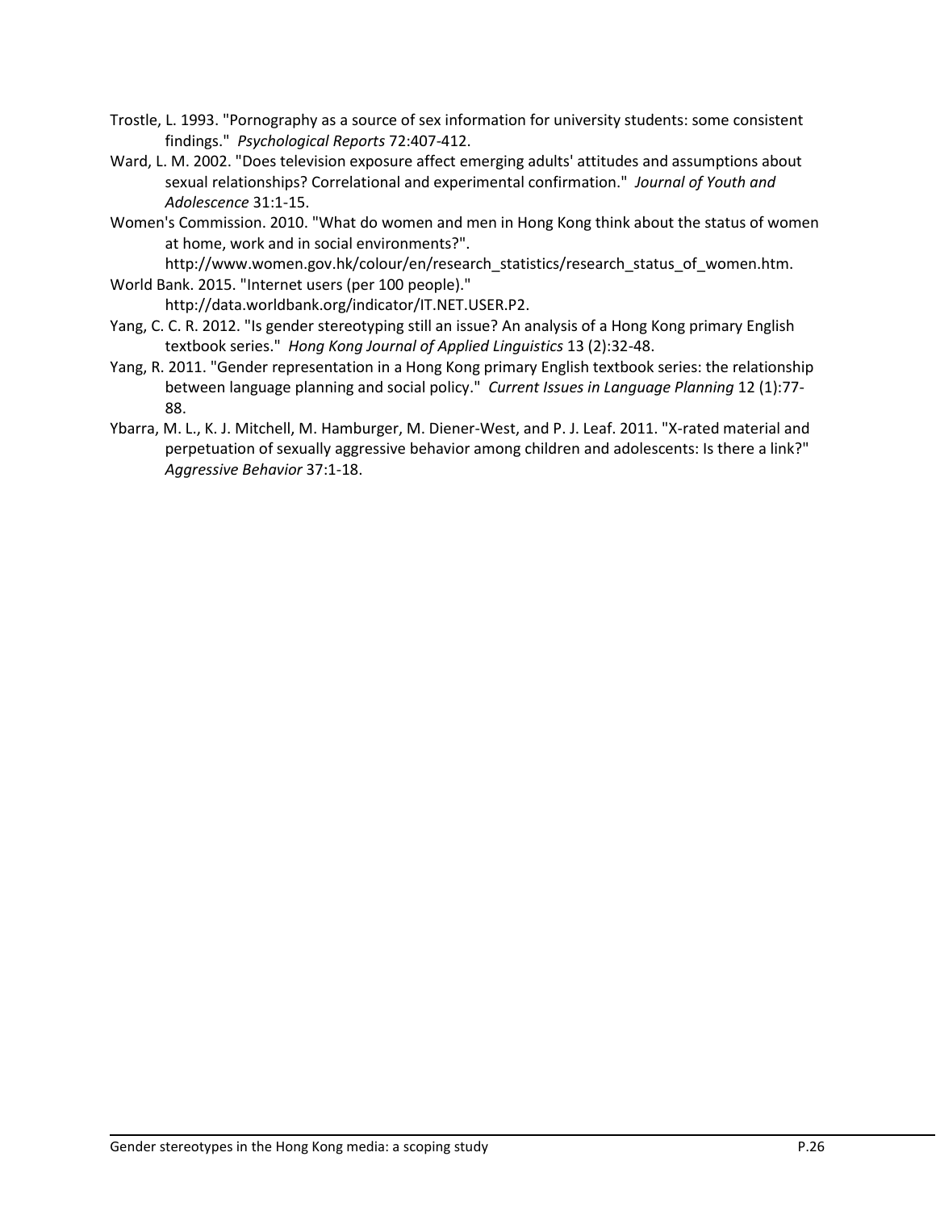Trostle, L. 1993. "Pornography as a source of sex information for university students: some consistent findings." *Psychological Reports* 72:407-412.

Ward, L. M. 2002. "Does television exposure affect emerging adults' attitudes and assumptions about sexual relationships? Correlational and experimental confirmation." *Journal of Youth and Adolescence* 31:1-15.

Women's Commission. 2010. "What do women and men in Hong Kong think about the status of women at home, work and in social environments?". http://www.women.gov.hk/colour/en/research_statistics/research_status_of_women.htm.

World Bank. 2015. "Internet users (per 100 people)." http://data.worldbank.org/indicator/IT.NET.USER.P2.

Yang, C. C. R. 2012. "Is gender stereotyping still an issue? An analysis of a Hong Kong primary English textbook series." *Hong Kong Journal of Applied Linguistics* 13 (2):32-48.

Yang, R. 2011. "Gender representation in a Hong Kong primary English textbook series: the relationship between language planning and social policy." *Current Issues in Language Planning* 12 (1):77-88.

Ybarra, M. L., K. J. Mitchell, M. Hamburger, M. Diener-West, and P. J. Leaf. 2011. "X-rated material and perpetuation of sexually aggressive behavior among children and adolescents: Is there a link?" *Aggressive Behavior* 37:1-18.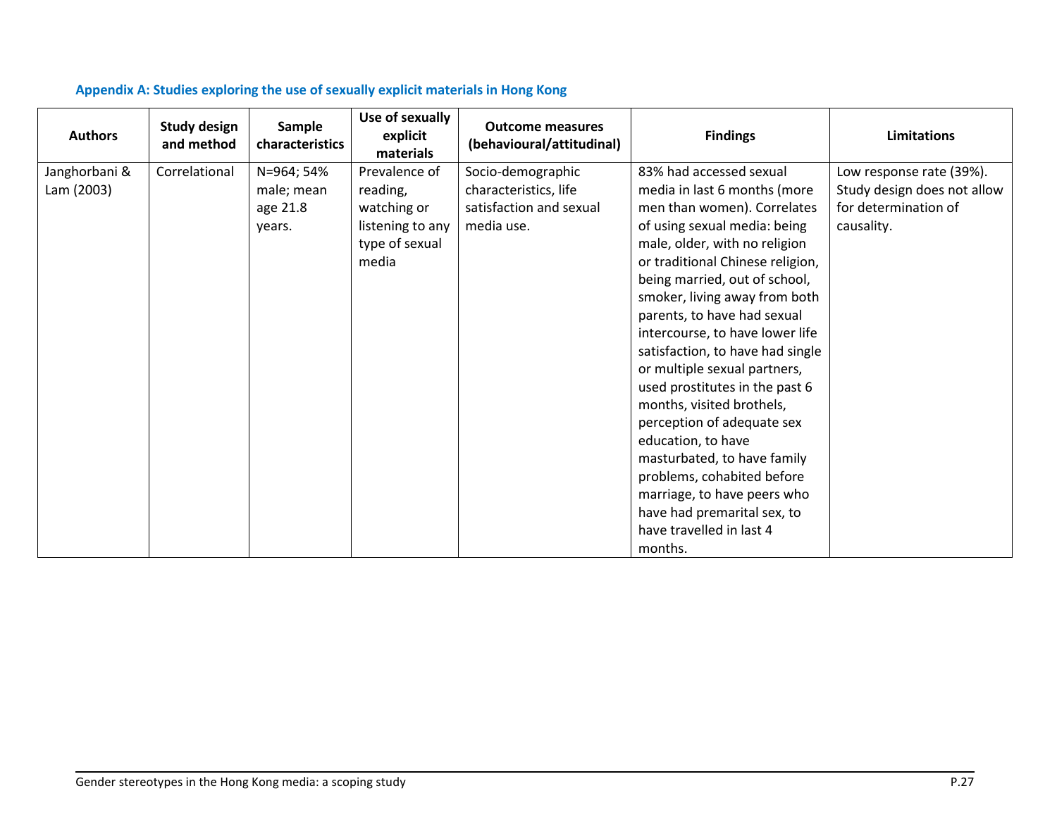### Appendix A: Studies exploring the use of sexually explicit materials in Hong Kong

| Authors | Study design and method | Sample characteristics | Use of sexually explicit materials | Outcome measures (behavioural/attitudinal) | Findings | Limitations |
|---|---|---|---|---|---|---|
| Janghorbani & Lam (2003) | Correlational | N=964; 54% male; mean age 21.8 years. | Prevalence of reading, watching or listening to any type of sexual media | Socio-demographic characteristics, life satisfaction and sexual media use. | 83% had accessed sexual media in last 6 months (more men than women). Correlates of using sexual media: being male, older, with no religion or traditional Chinese religion, being married, out of school, smoker, living away from both parents, to have had sexual intercourse, to have lower life satisfaction, to have had single or multiple sexual partners, used prostitutes in the past 6 months, visited brothels, perception of adequate sex education, to have masturbated, to have family problems, cohabited before marriage, to have peers who have had premarital sex, to have travelled in last 4 months. | Low response rate (39%). Study design does not allow for determination of causality. |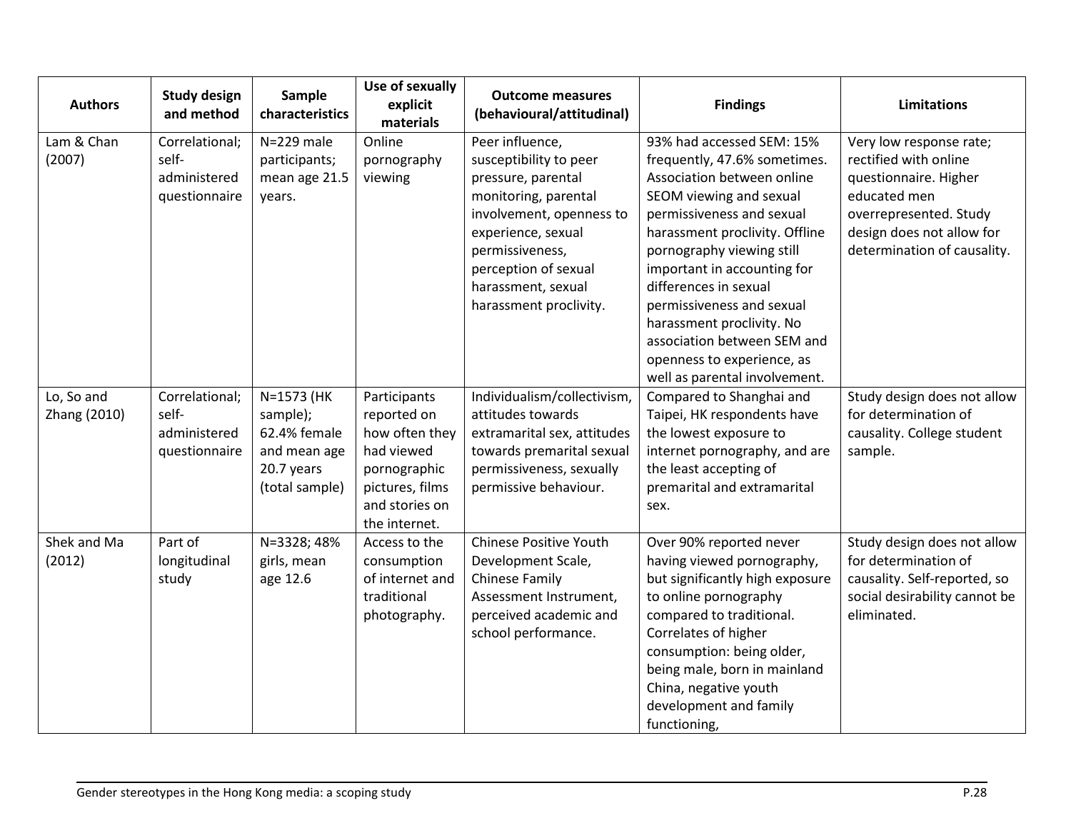| Authors | Study design and method | Sample characteristics | Use of sexually explicit materials | Outcome measures (behavioural/attitudinal) | Findings | Limitations |
|---|---|---|---|---|---|---|
| Lam & Chan (2007) | Correlational; self-administered questionnaire | N=229 male participants; mean age 21.5 years. | Online pornography viewing | Peer influence, susceptibility to peer pressure, parental monitoring, parental involvement, openness to experience, sexual permissiveness, perception of sexual harassment, sexual harassment proclivity. | 93% had accessed SEM: 15% frequently, 47.6% sometimes. Association between online SEOM viewing and sexual permissiveness and sexual harassment proclivity. Offline pornography viewing still important in accounting for differences in sexual permissiveness and sexual harassment proclivity. No association between SEM and openness to experience, as well as parental involvement. | Very low response rate; rectified with online questionnaire. Higher educated men overrepresented. Study design does not allow for determination of causality. |
| Lo, So and Zhang (2010) | Correlational; self-administered questionnaire | N=1573 (HK sample); 62.4% female and mean age 20.7 years (total sample) | Participants reported on how often they had viewed pornographic pictures, films and stories on the internet. | Individualism/collectivism, attitudes towards extramarital sex, attitudes towards premarital sexual permissiveness, sexually permissive behaviour. | Compared to Shanghai and Taipei, HK respondents have the lowest exposure to internet pornography, and are the least accepting of premarital and extramarital sex. | Study design does not allow for determination of causality. College student sample. |
| Shek and Ma (2012) | Part of longitudinal study | N=3328; 48% girls, mean age 12.6 | Access to the consumption of internet and traditional photography. | Chinese Positive Youth Development Scale, Chinese Family Assessment Instrument, perceived academic and school performance. | Over 90% reported never having viewed pornography, but significantly high exposure to online pornography compared to traditional. Correlates of higher consumption: being older, being male, born in mainland China, negative youth development and family functioning, | Study design does not allow for determination of causality. Self-reported, so social desirability cannot be eliminated. |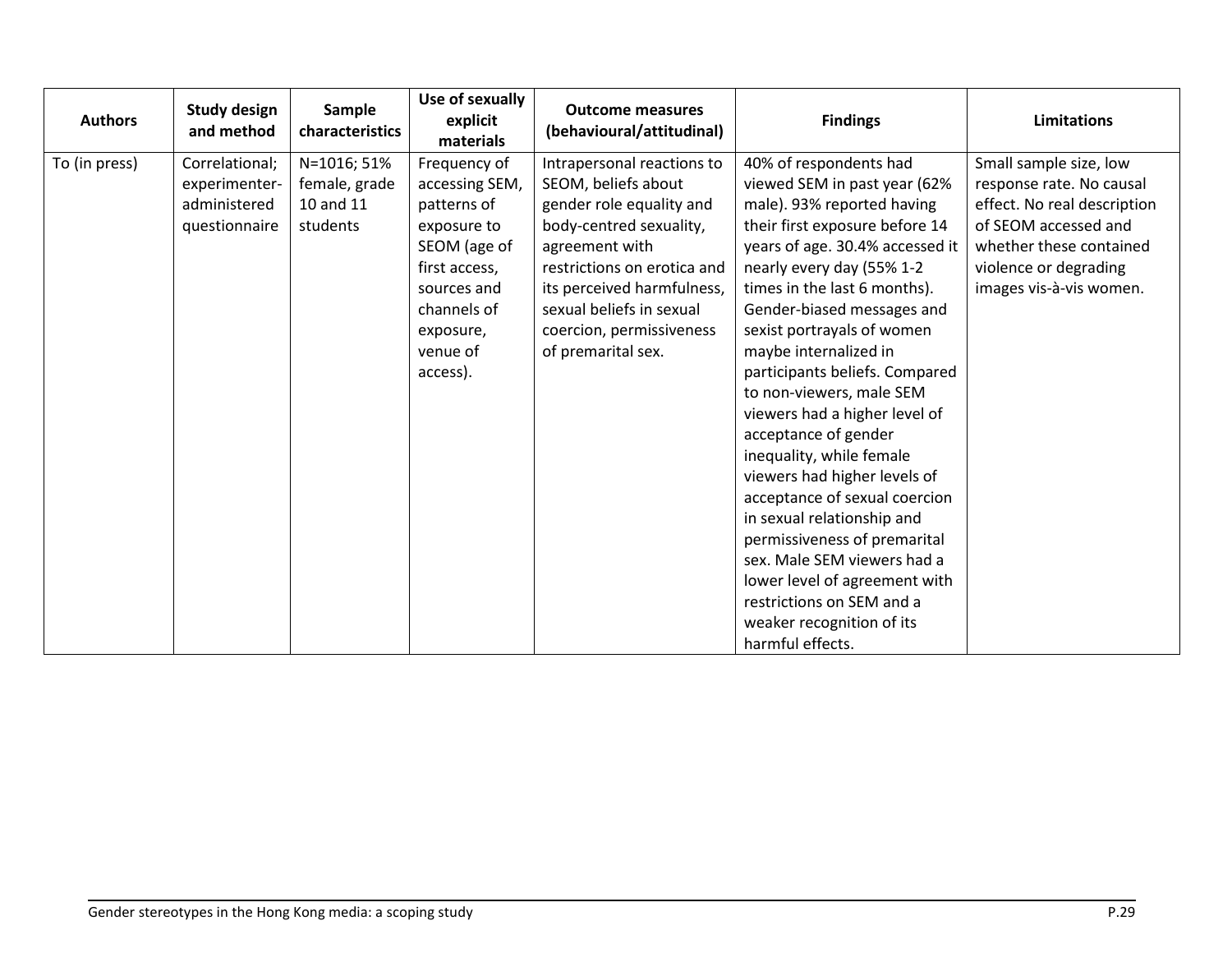| Authors | Study design and method | Sample characteristics | Use of sexually explicit materials | Outcome measures (behavioural/attitudinal) | Findings | Limitations |
|---|---|---|---|---|---|---|
| To (in press) | Correlational; experimenter-administered questionnaire | N=1016; 51% female, grade 10 and 11 students | Frequency of accessing SEM, patterns of exposure to SEOM (age of first access, sources and channels of exposure, venue of access). | Intrapersonal reactions to SEOM, beliefs about gender role equality and body-centred sexuality, agreement with restrictions on erotica and its perceived harmfulness, sexual beliefs in sexual coercion, permissiveness of premarital sex. | 40% of respondents had viewed SEM in past year (62% male). 93% reported having their first exposure before 14 years of age. 30.4% accessed it nearly every day (55% 1-2 times in the last 6 months). Gender-biased messages and sexist portrayals of women maybe internalized in participants beliefs. Compared to non-viewers, male SEM viewers had a higher level of acceptance of gender inequality, while female viewers had higher levels of acceptance of sexual coercion in sexual relationship and permissiveness of premarital sex. Male SEM viewers had a lower level of agreement with restrictions on SEM and a weaker recognition of its harmful effects. | Small sample size, low response rate. No causal effect. No real description of SEOM accessed and whether these contained violence or degrading images vis-à-vis women. |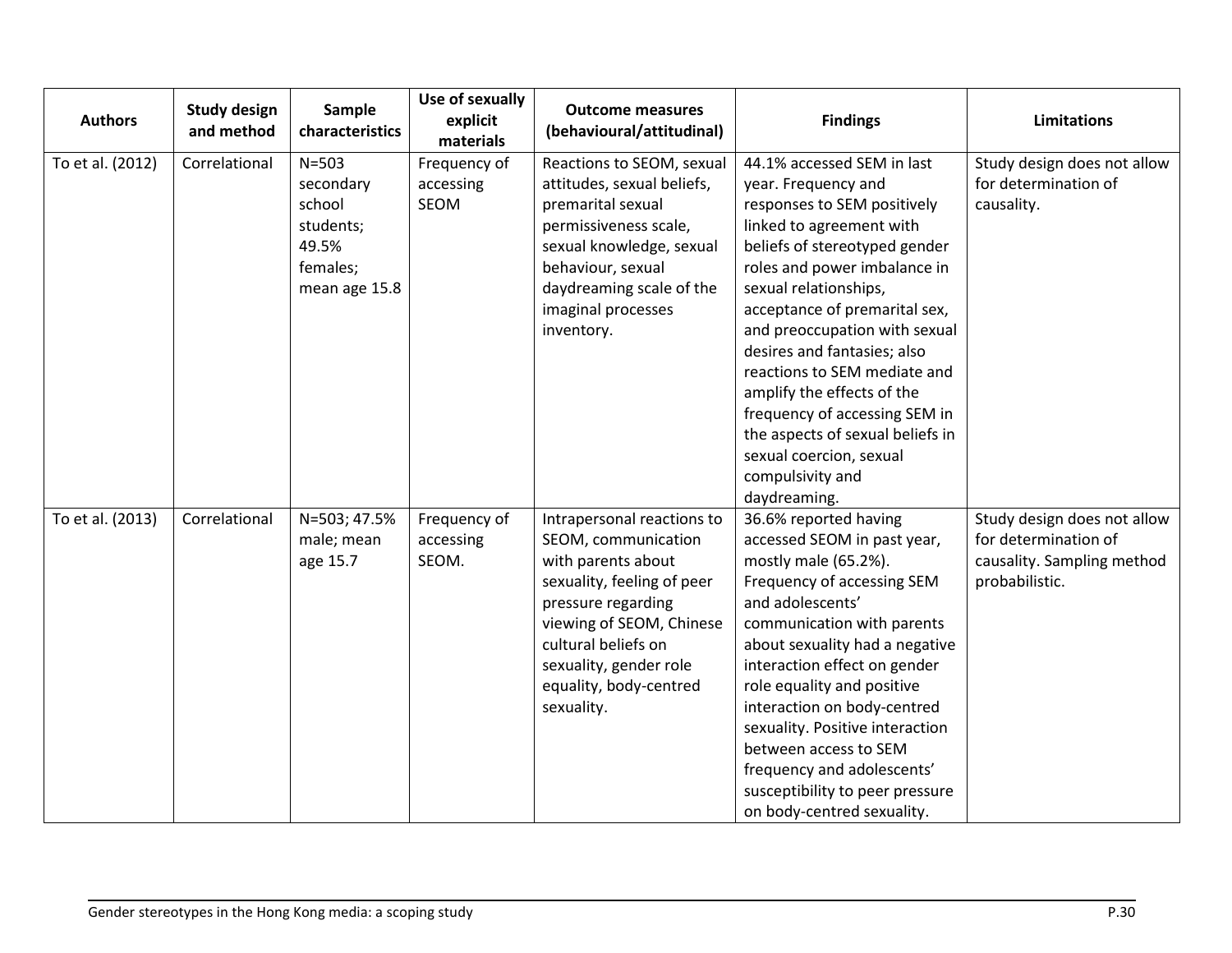| Authors | Study design and method | Sample characteristics | Use of sexually explicit materials | Outcome measures (behavioural/attitudinal) | Findings | Limitations |
|---|---|---|---|---|---|---|
| To et al. (2012) | Correlational | N=503 secondary school students; 49.5% females; mean age 15.8 | Frequency of accessing SEOM | Reactions to SEOM, sexual attitudes, sexual beliefs, premarital sexual permissiveness scale, sexual knowledge, sexual behaviour, sexual daydreaming scale of the imaginal processes inventory. | 44.1% accessed SEM in last year. Frequency and responses to SEM positively linked to agreement with beliefs of stereotyped gender roles and power imbalance in sexual relationships, acceptance of premarital sex, and preoccupation with sexual desires and fantasies; also reactions to SEM mediate and amplify the effects of the frequency of accessing SEM in the aspects of sexual beliefs in sexual coercion, sexual compulsivity and daydreaming. | Study design does not allow for determination of causality. |
| To et al. (2013) | Correlational | N=503; 47.5% male; mean age 15.7 | Frequency of accessing SEOM. | Intrapersonal reactions to SEOM, communication with parents about sexuality, feeling of peer pressure regarding viewing of SEOM, Chinese cultural beliefs on sexuality, gender role equality, body-centred sexuality. | 36.6% reported having accessed SEOM in past year, mostly male (65.2%). Frequency of accessing SEM and adolescents' communication with parents about sexuality had a negative interaction effect on gender role equality and positive interaction on body-centred sexuality. Positive interaction between access to SEM frequency and adolescents' susceptibility to peer pressure on body-centred sexuality. | Study design does not allow for determination of causality. Sampling method probabilistic. |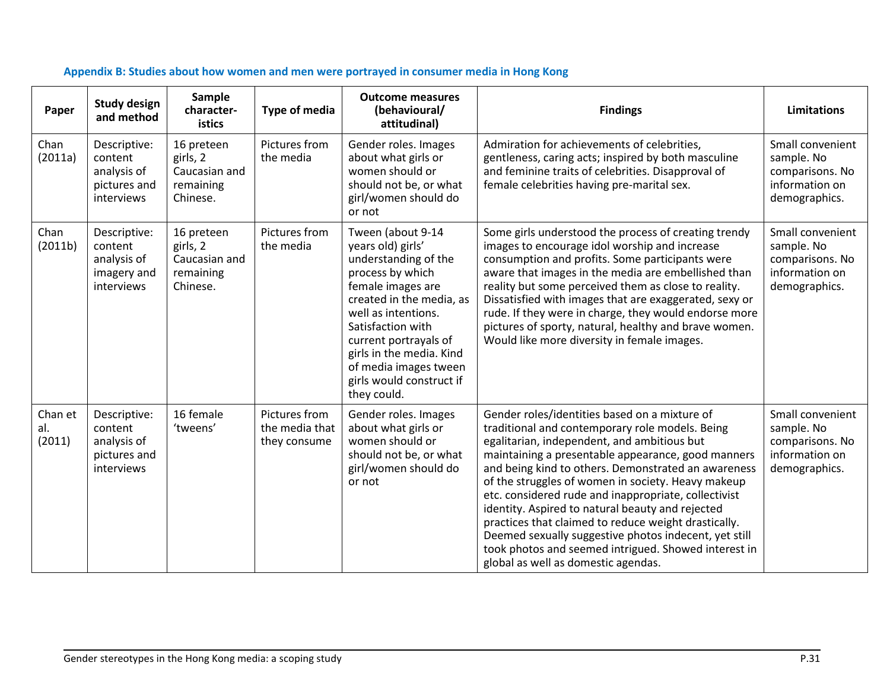### Appendix B: Studies about how women and men were portrayed in consumer media in Hong Kong

| Paper | Study design and method | Sample characteristics | Type of media | Outcome measures (behavioural/ attitudinal) | Findings | Limitations |
|---|---|---|---|---|---|---|
| Chan (2011a) | Descriptive: content analysis of pictures and interviews | 16 preteen girls, 2 Caucasian and remaining Chinese. | Pictures from the media | Gender roles. Images about what girls or women should or should not be, or what girl/women should do or not | Admiration for achievements of celebrities, gentleness, caring acts; inspired by both masculine and feminine traits of celebrities. Disapproval of female celebrities having pre-marital sex. | Small convenient sample. No comparisons. No information on demographics. |
| Chan (2011b) | Descriptive: content analysis of imagery and interviews | 16 preteen girls, 2 Caucasian and remaining Chinese. | Pictures from the media | Tween (about 9-14 years old) girls' understanding of the process by which female images are created in the media, as well as intentions. Satisfaction with current portrayals of girls in the media. Kind of media images tween girls would construct if they could. | Some girls understood the process of creating trendy images to encourage idol worship and increase consumption and profits. Some participants were aware that images in the media are embellished than reality but some perceived them as close to reality. Dissatisfied with images that are exaggerated, sexy or rude. If they were in charge, they would endorse more pictures of sporty, natural, healthy and brave women. Would like more diversity in female images. | Small convenient sample. No comparisons. No information on demographics. |
| Chan et al. (2011) | Descriptive: content analysis of pictures and interviews | 16 female 'tweens' | Pictures from the media that they consume | Gender roles. Images about what girls or women should or should not be, or what girl/women should do or not | Gender roles/identities based on a mixture of traditional and contemporary role models. Being egalitarian, independent, and ambitious but maintaining a presentable appearance, good manners and being kind to others. Demonstrated an awareness of the struggles of women in society. Heavy makeup etc. considered rude and inappropriate, collectivist identity. Aspired to natural beauty and rejected practices that claimed to reduce weight drastically. Deemed sexually suggestive photos indecent, yet still took photos and seemed intrigued. Showed interest in global as well as domestic agendas. | Small convenient sample. No comparisons. No information on demographics. |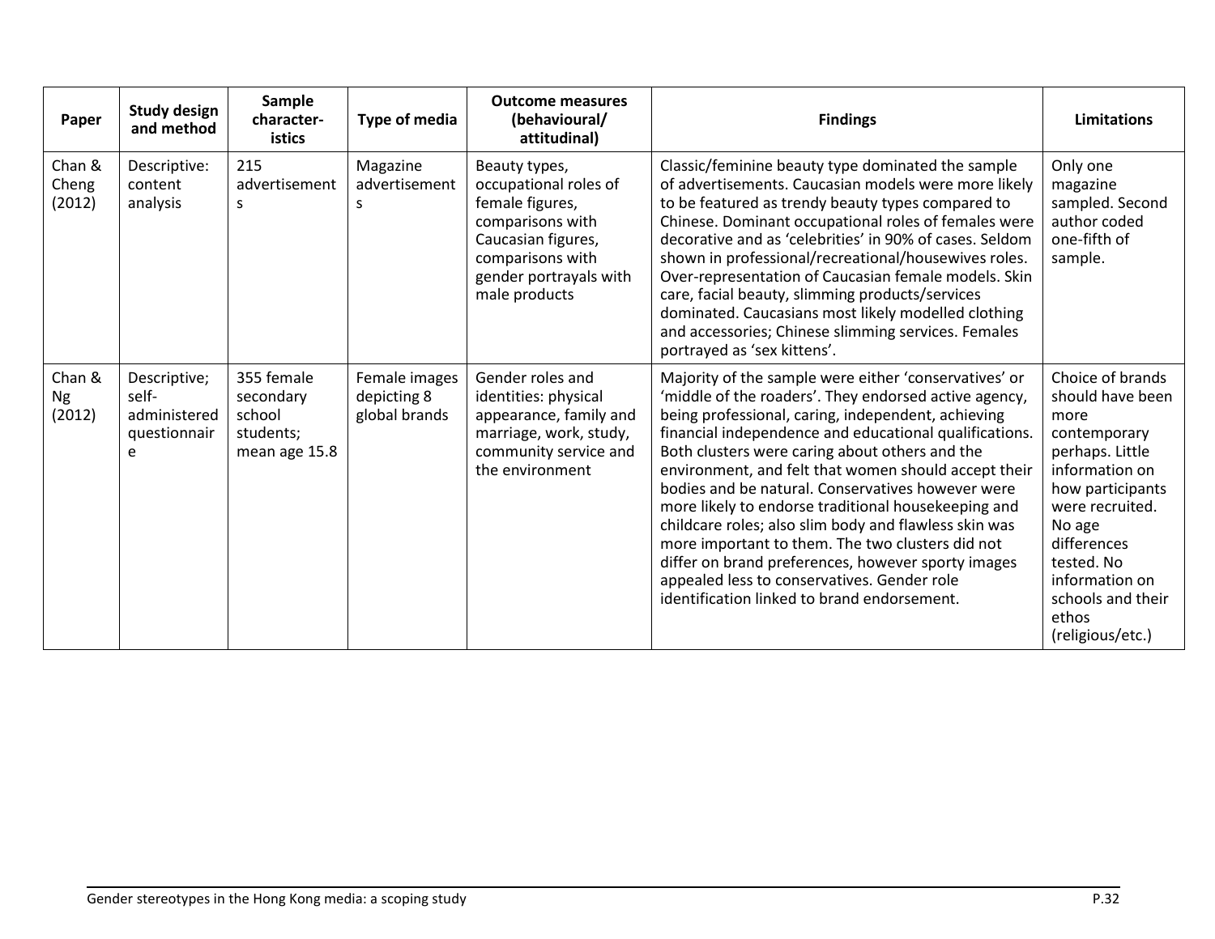| Paper | Study design and method | Sample characteristics | Type of media | Outcome measures (behavioural/ attitudinal) | Findings | Limitations |
|---|---|---|---|---|---|---|
| Chan & Cheng (2012) | Descriptive: content analysis | 215 advertisements | Magazine advertisements | Beauty types, occupational roles of female figures, comparisons with Caucasian figures, comparisons with gender portrayals with male products | Classic/feminine beauty type dominated the sample of advertisements. Caucasian models were more likely to be featured as trendy beauty types compared to Chinese. Dominant occupational roles of females were decorative and as 'celebrities' in 90% of cases. Seldom shown in professional/recreational/housewives roles. Over-representation of Caucasian female models. Skin care, facial beauty, slimming products/services dominated. Caucasians most likely modelled clothing and accessories; Chinese slimming services. Females portrayed as 'sex kittens'. | Only one magazine sampled. Second author coded one-fifth of sample. |
| Chan & Ng (2012) | Descriptive; self-administered questionnaire | 355 female secondary school students; mean age 15.8 | Female images depicting 8 global brands | Gender roles and identities: physical appearance, family and marriage, work, study, community service and the environment | Majority of the sample were either 'conservatives' or 'middle of the roaders'. They endorsed active agency, being professional, caring, independent, achieving financial independence and educational qualifications. Both clusters were caring about others and the environment, and felt that women should accept their bodies and be natural. Conservatives however were more likely to endorse traditional housekeeping and childcare roles; also slim body and flawless skin was more important to them. The two clusters did not differ on brand preferences, however sporty images appealed less to conservatives. Gender role identification linked to brand endorsement. | Choice of brands should have been more contemporary perhaps. Little information on how participants were recruited. No age differences tested. No information on schools and their ethos (religious/etc.) |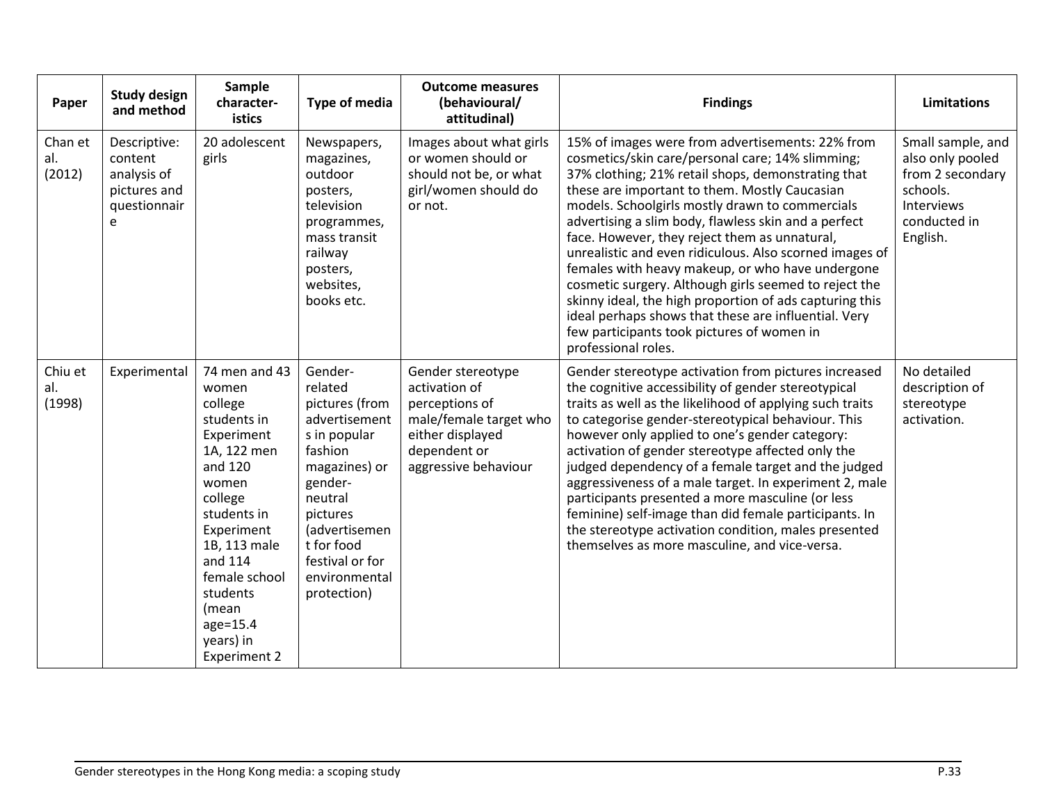| Paper | Study design and method | Sample characteristics | Type of media | Outcome measures (behavioural/ attitudinal) | Findings | Limitations |
|---|---|---|---|---|---|---|
| Chan et al. (2012) | Descriptive: content analysis of pictures and questionnaire | 20 adolescent girls | Newspapers, magazines, outdoor posters, television programmes, mass transit railway posters, websites, books etc. | Images about what girls or women should or should not be, or what girl/women should do or not. | 15% of images were from advertisements: 22% from cosmetics/skin care/personal care; 14% slimming; 37% clothing; 21% retail shops, demonstrating that these are important to them. Mostly Caucasian models. Schoolgirls mostly drawn to commercials advertising a slim body, flawless skin and a perfect face. However, they reject them as unnatural, unrealistic and even ridiculous. Also scorned images of females with heavy makeup, or who have undergone cosmetic surgery. Although girls seemed to reject the skinny ideal, the high proportion of ads capturing this ideal perhaps shows that these are influential. Very few participants took pictures of women in professional roles. | Small sample, and also only pooled from 2 secondary schools. Interviews conducted in English. |
| Chiu et al. (1998) | Experimental | 74 men and 43 women college students in Experiment 1A, 122 men and 120 women college students in Experiment 1B, 113 male and 114 female school students (mean age=15.4 years) in Experiment 2 | Gender-related pictures (from advertisements in popular fashion magazines) or gender-neutral pictures (advertisement for food festival or for environmental protection) | Gender stereotype activation of perceptions of male/female target who either displayed dependent or aggressive behaviour | Gender stereotype activation from pictures increased the cognitive accessibility of gender stereotypical traits as well as the likelihood of applying such traits to categorise gender-stereotypical behaviour. This however only applied to one's gender category: activation of gender stereotype affected only the judged dependency of a female target and the judged aggressiveness of a male target. In experiment 2, male participants presented a more masculine (or less feminine) self-image than did female participants. In the stereotype activation condition, males presented themselves as more masculine, and vice-versa. | No detailed description of stereotype activation. |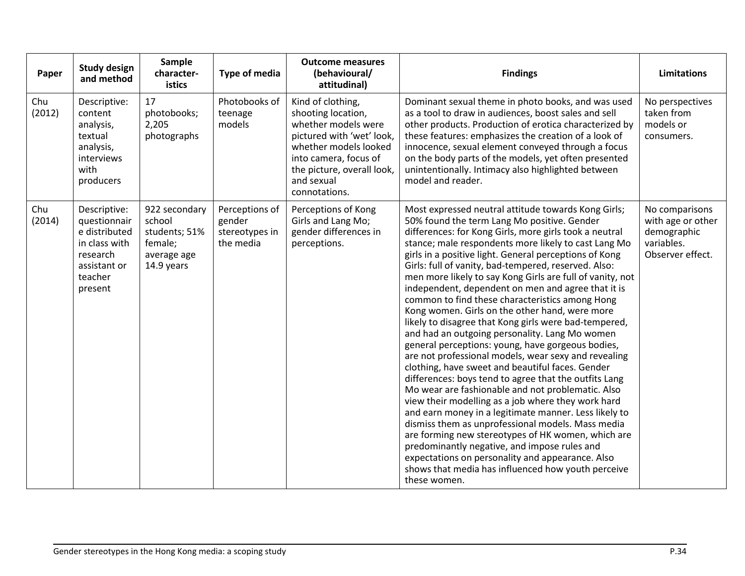| Paper | Study design and method | Sample characteristics | Type of media | Outcome measures (behavioural/ attitudinal) | Findings | Limitations |
|---|---|---|---|---|---|---|
| Chu (2012) | Descriptive: content analysis, textual analysis, interviews with producers | 17 photobooks; 2,205 photographs | Photobooks of teenage models | Kind of clothing, shooting location, whether models were pictured with 'wet' look, whether models looked into camera, focus of the picture, overall look, and sexual connotations. | Dominant sexual theme in photo books, and was used as a tool to draw in audiences, boost sales and sell other products. Production of erotica characterized by these features: emphasizes the creation of a look of innocence, sexual element conveyed through a focus on the body parts of the models, yet often presented unintentionally. Intimacy also highlighted between model and reader. | No perspectives taken from models or consumers. |
| Chu (2014) | Descriptive: questionnaire distributed in class with research assistant or teacher present | 922 secondary school students; 51% female; average age 14.9 years | Perceptions of gender stereotypes in the media | Perceptions of Kong Girls and Lang Mo; gender differences in perceptions. | Most expressed neutral attitude towards Kong Girls; 50% found the term Lang Mo positive. Gender differences: for Kong Girls, more girls took a neutral stance; male respondents more likely to cast Lang Mo girls in a positive light. General perceptions of Kong Girls: full of vanity, bad-tempered, reserved. Also: men more likely to say Kong Girls are full of vanity, not independent, dependent on men and agree that it is common to find these characteristics among Hong Kong women. Girls on the other hand, were more likely to disagree that Kong girls were bad-tempered, and had an outgoing personality. Lang Mo women general perceptions: young, have gorgeous bodies, are not professional models, wear sexy and revealing clothing, have sweet and beautiful faces. Gender differences: boys tend to agree that the outfits Lang Mo wear are fashionable and not problematic. Also view their modelling as a job where they work hard and earn money in a legitimate manner. Less likely to dismiss them as unprofessional models. Mass media are forming new stereotypes of HK women, which are predominantly negative, and impose rules and expectations on personality and appearance. Also shows that media has influenced how youth perceive these women. | No comparisons with age or other demographic variables. Observer effect. |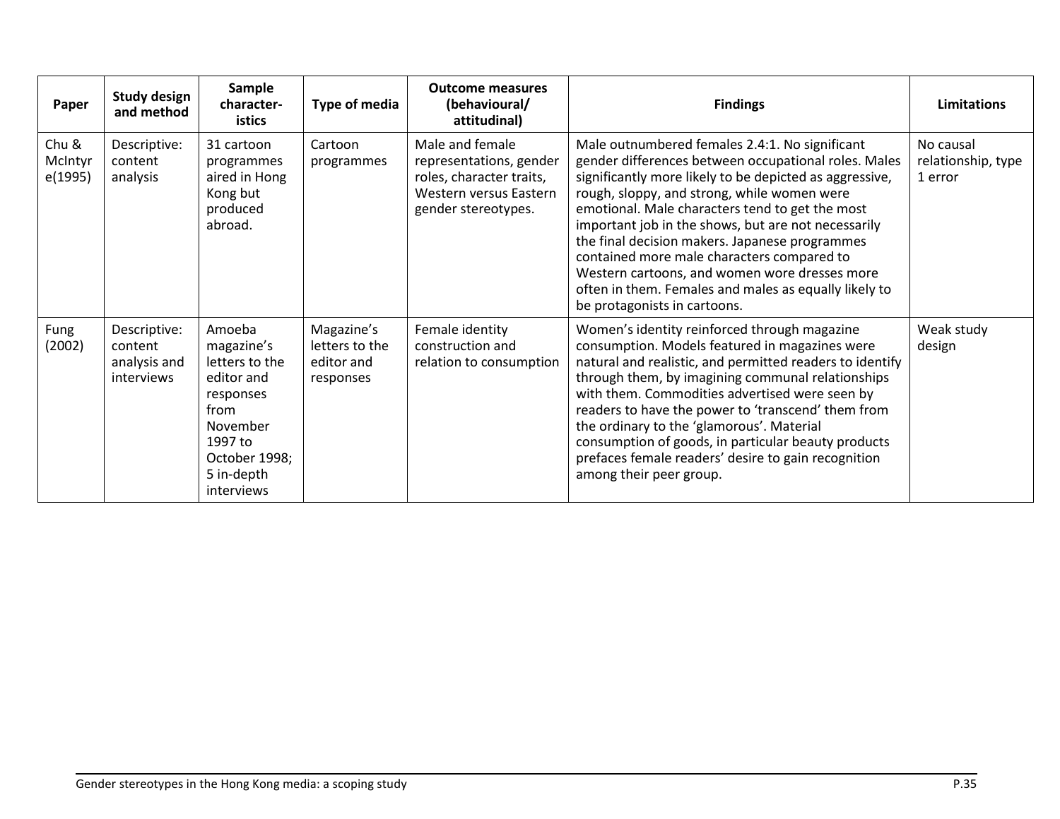| Paper | Study design and method | Sample character-istics | Type of media | Outcome measures (behavioural/ attitudinal) | Findings | Limitations |
|---|---|---|---|---|---|---|
| Chu & McIntyre(1995) | Descriptive: content analysis | 31 cartoon programmes aired in Hong Kong but produced abroad. | Cartoon programmes | Male and female representations, gender roles, character traits, Western versus Eastern gender stereotypes. | Male outnumbered females 2.4:1. No significant gender differences between occupational roles. Males significantly more likely to be depicted as aggressive, rough, sloppy, and strong, while women were emotional. Male characters tend to get the most important job in the shows, but are not necessarily the final decision makers. Japanese programmes contained more male characters compared to Western cartoons, and women wore dresses more often in them. Females and males as equally likely to be protagonists in cartoons. | No causal relationship, type 1 error |
| Fung (2002) | Descriptive: content analysis and interviews | Amoeba magazine's letters to the editor and responses from November 1997 to October 1998; 5 in-depth interviews | Magazine's letters to the editor and responses | Female identity construction and relation to consumption | Women's identity reinforced through magazine consumption. Models featured in magazines were natural and realistic, and permitted readers to identify through them, by imagining communal relationships with them. Commodities advertised were seen by readers to have the power to 'transcend' them from the ordinary to the 'glamorous'. Material consumption of goods, in particular beauty products prefaces female readers' desire to gain recognition among their peer group. | Weak study design |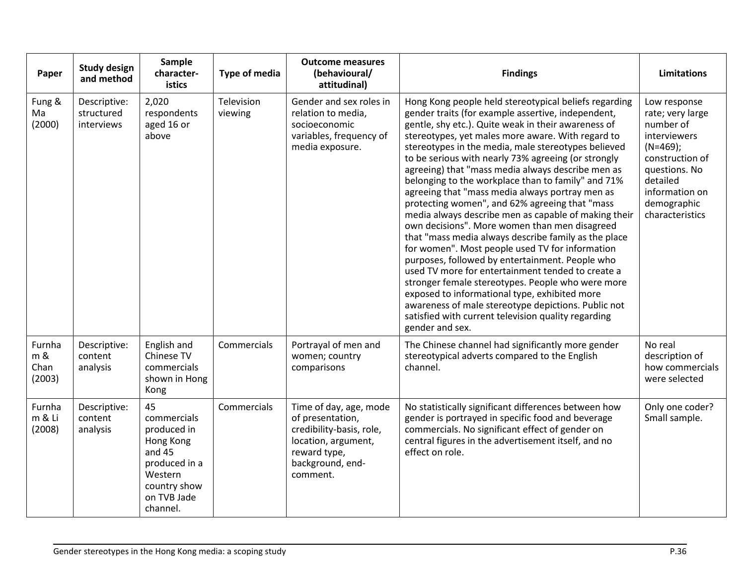| Paper | Study design and method | Sample character-istics | Type of media | Outcome measures (behavioural/ attitudinal) | Findings | Limitations |
|---|---|---|---|---|---|---|
| Fung & Ma (2000) | Descriptive: structured interviews | 2,020 respondents aged 16 or above | Television viewing | Gender and sex roles in relation to media, socioeconomic variables, frequency of media exposure. | Hong Kong people held stereotypical beliefs regarding gender traits (for example assertive, independent, gentle, shy etc.). Quite weak in their awareness of stereotypes, yet males more aware. With regard to stereotypes in the media, male stereotypes believed to be serious with nearly 73% agreeing (or strongly agreeing) that "mass media always describe men as belonging to the workplace than to family" and 71% agreeing that "mass media always portray men as protecting women", and 62% agreeing that "mass media always describe men as capable of making their own decisions". More women than men disagreed that "mass media always describe family as the place for women". Most people used TV for information purposes, followed by entertainment. People who used TV more for entertainment tended to create a stronger female stereotypes. People who were more exposed to informational type, exhibited more awareness of male stereotype depictions. Public not satisfied with current television quality regarding gender and sex. | Low response rate; very large number of interviewers (N=469); construction of questions. No detailed information on demographic characteristics |
| Furnham & Chan (2003) | Descriptive: content analysis | English and Chinese TV commercials shown in Hong Kong | Commercials | Portrayal of men and women; country comparisons | The Chinese channel had significantly more gender stereotypical adverts compared to the English channel. | No real description of how commercials were selected |
| Furnham & Li (2008) | Descriptive: content analysis | 45 commercials produced in Hong Kong and 45 produced in a Western country show on TVB Jade channel. | Commercials | Time of day, age, mode of presentation, credibility-basis, role, location, argument, reward type, background, end-comment. | No statistically significant differences between how gender is portrayed in specific food and beverage commercials. No significant effect of gender on central figures in the advertisement itself, and no effect on role. | Only one coder? Small sample. |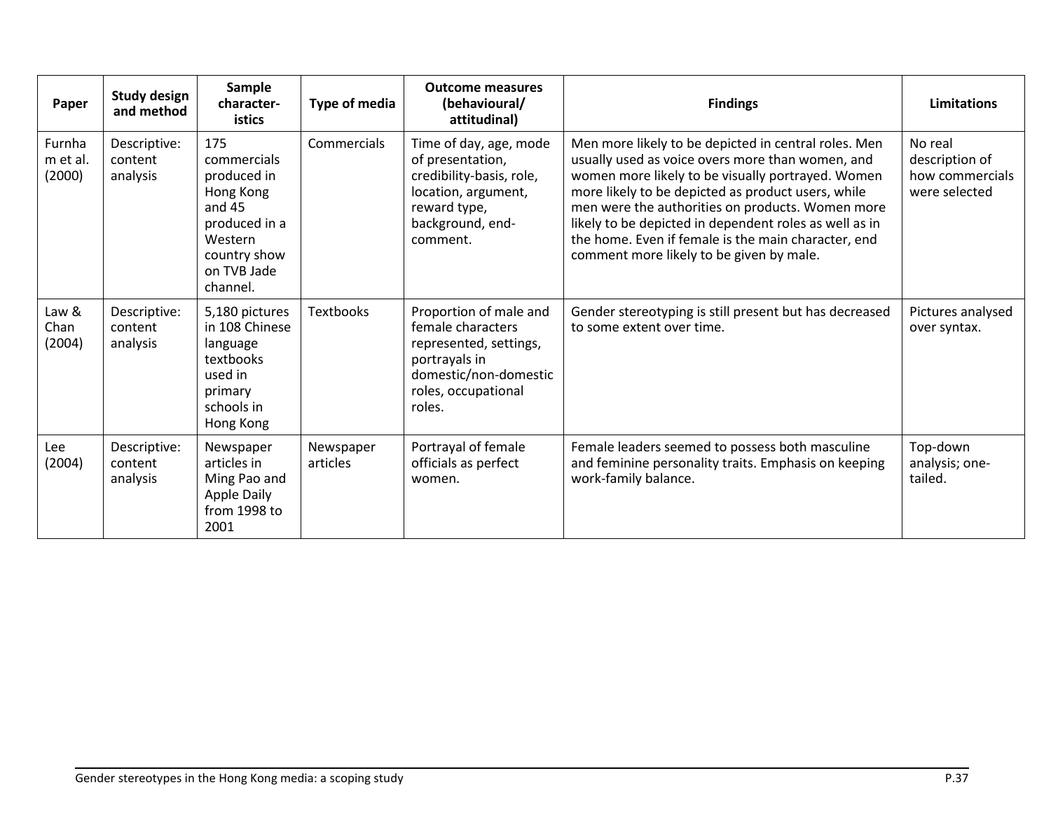| Paper | Study design and method | Sample characteristics | Type of media | Outcome measures (behavioural/ attitudinal) | Findings | Limitations |
|---|---|---|---|---|---|---|
| Furnham et al. (2000) | Descriptive: content analysis | 175 commercials produced in Hong Kong and 45 produced in a Western country show on TVB Jade channel. | Commercials | Time of day, age, mode of presentation, credibility-basis, role, location, argument, reward type, background, end-comment. | Men more likely to be depicted in central roles. Men usually used as voice overs more than women, and women more likely to be visually portrayed. Women more likely to be depicted as product users, while men were the authorities on products. Women more likely to be depicted in dependent roles as well as in the home. Even if female is the main character, end comment more likely to be given by male. | No real description of how commercials were selected |
| Law & Chan (2004) | Descriptive: content analysis | 5,180 pictures in 108 Chinese language textbooks used in primary schools in Hong Kong | Textbooks | Proportion of male and female characters represented, settings, portrayals in domestic/non-domestic roles, occupational roles. | Gender stereotyping is still present but has decreased to some extent over time. | Pictures analysed over syntax. |
| Lee (2004) | Descriptive: content analysis | Newspaper articles in Ming Pao and Apple Daily from 1998 to 2001 | Newspaper articles | Portrayal of female officials as perfect women. | Female leaders seemed to possess both masculine and feminine personality traits. Emphasis on keeping work-family balance. | Top-down analysis; one-tailed. |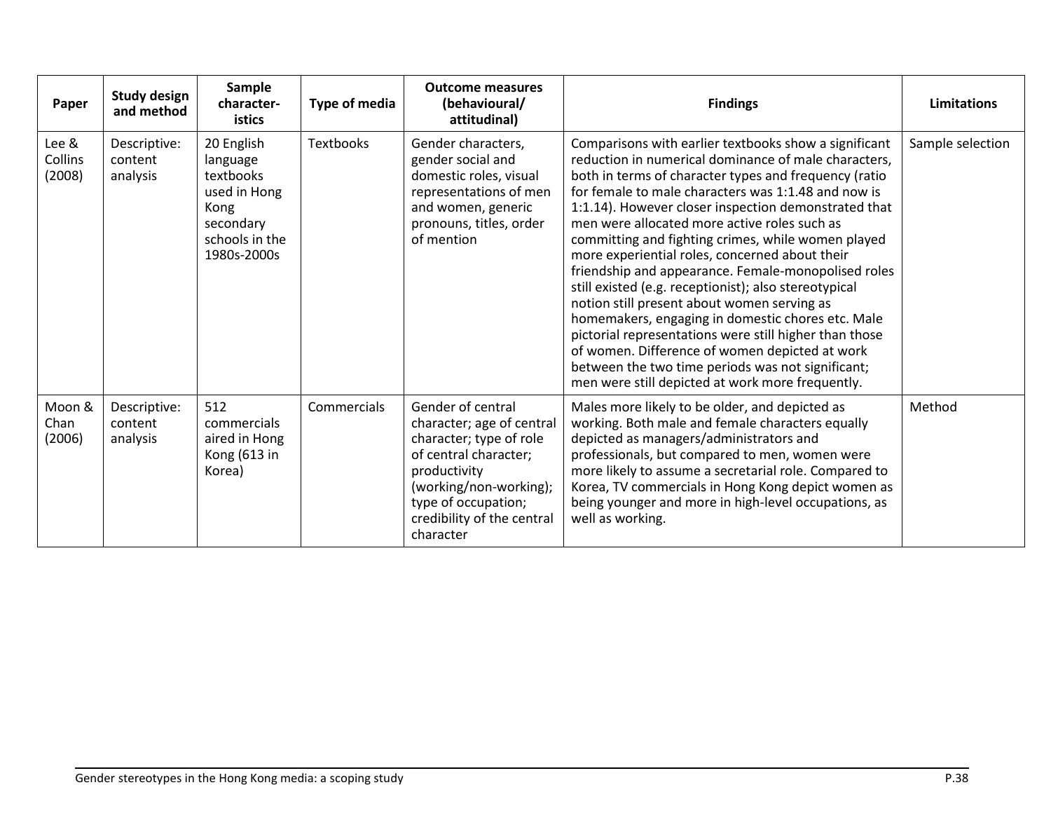| Paper | Study design and method | Sample characteristics | Type of media | Outcome measures (behavioural/ attitudinal) | Findings | Limitations |
|---|---|---|---|---|---|---|
| Lee & Collins (2008) | Descriptive: content analysis | 20 English language textbooks used in Hong Kong secondary schools in the 1980s-2000s | Textbooks | Gender characters, gender social and domestic roles, visual representations of men and women, generic pronouns, titles, order of mention | Comparisons with earlier textbooks show a significant reduction in numerical dominance of male characters, both in terms of character types and frequency (ratio for female to male characters was 1:1.48 and now is 1:1.14). However closer inspection demonstrated that men were allocated more active roles such as committing and fighting crimes, while women played more experiential roles, concerned about their friendship and appearance. Female-monopolised roles still existed (e.g. receptionist); also stereotypical notion still present about women serving as homemakers, engaging in domestic chores etc. Male pictorial representations were still higher than those of women. Difference of women depicted at work between the two time periods was not significant; men were still depicted at work more frequently. | Sample selection |
| Moon & Chan (2006) | Descriptive: content analysis | 512 commercials aired in Hong Kong (613 in Korea) | Commercials | Gender of central character; age of central character; type of role of central character; productivity (working/non-working); type of occupation; credibility of the central character | Males more likely to be older, and depicted as working. Both male and female characters equally depicted as managers/administrators and professionals, but compared to men, women were more likely to assume a secretarial role. Compared to Korea, TV commercials in Hong Kong depict women as being younger and more in high-level occupations, as well as working. | Method |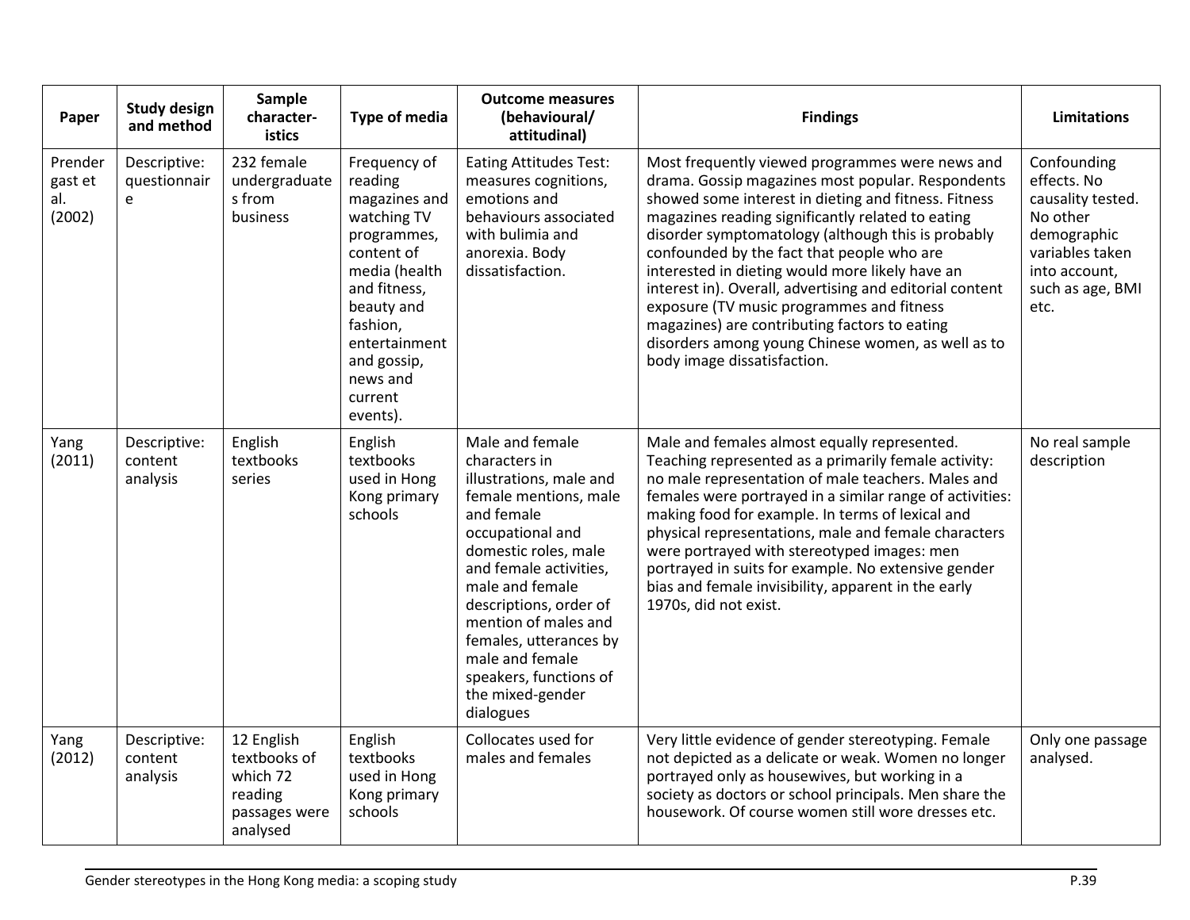| Paper | Study design and method | Sample character-istics | Type of media | Outcome measures (behavioural/ attitudinal) | Findings | Limitations |
|---|---|---|---|---|---|---|
| Prendergast et al. (2002) | Descriptive: questionnaire | 232 female undergraduates from business | Frequency of reading magazines and watching TV programmes, content of media (health and fitness, beauty and fashion, entertainment and gossip, news and current events). | Eating Attitudes Test: measures cognitions, emotions and behaviours associated with bulimia and anorexia. Body dissatisfaction. | Most frequently viewed programmes were news and drama. Gossip magazines most popular. Respondents showed some interest in dieting and fitness. Fitness magazines reading significantly related to eating disorder symptomatology (although this is probably confounded by the fact that people who are interested in dieting would more likely have an interest in). Overall, advertising and editorial content exposure (TV music programmes and fitness magazines) are contributing factors to eating disorders among young Chinese women, as well as to body image dissatisfaction. | Confounding effects. No causality tested. No other demographic variables taken into account, such as age, BMI etc. |
| Yang (2011) | Descriptive: content analysis | English textbooks series | English textbooks used in Hong Kong primary schools | Male and female characters in illustrations, male and female mentions, male and female occupational and domestic roles, male and female activities, male and female descriptions, order of mention of males and females, utterances by male and female speakers, functions of the mixed-gender dialogues | Male and females almost equally represented. Teaching represented as a primarily female activity: no male representation of male teachers. Males and females were portrayed in a similar range of activities: making food for example. In terms of lexical and physical representations, male and female characters were portrayed with stereotyped images: men portrayed in suits for example. No extensive gender bias and female invisibility, apparent in the early 1970s, did not exist. | No real sample description |
| Yang (2012) | Descriptive: content analysis | 12 English textbooks of which 72 reading passages were analysed | English textbooks used in Hong Kong primary schools | Collocates used for males and females | Very little evidence of gender stereotyping. Female not depicted as a delicate or weak. Women no longer portrayed only as housewives, but working in a society as doctors or school principals. Men share the housework. Of course women still wore dresses etc. | Only one passage analysed. |